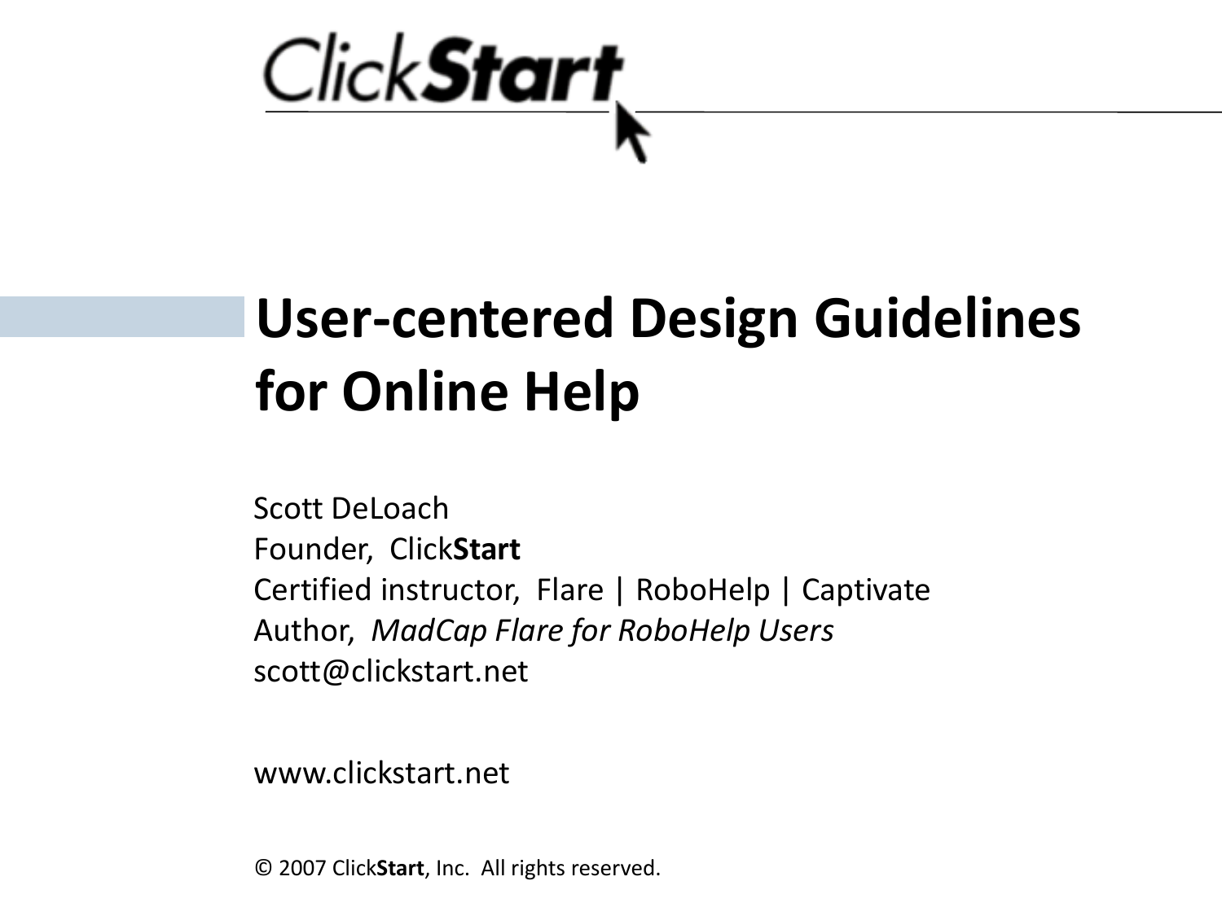ClickStart

# User-centered Design Guidelines for Online Help

Scott DeLoach
Founder, Click**Start**
Certified instructor, Flare | RoboHelp | Captivate
Author, *MadCap Flare for RoboHelp Users*
scott@clickstart.net

www.clickstart.net

© 2007 Click**Start**, Inc. All rights reserved.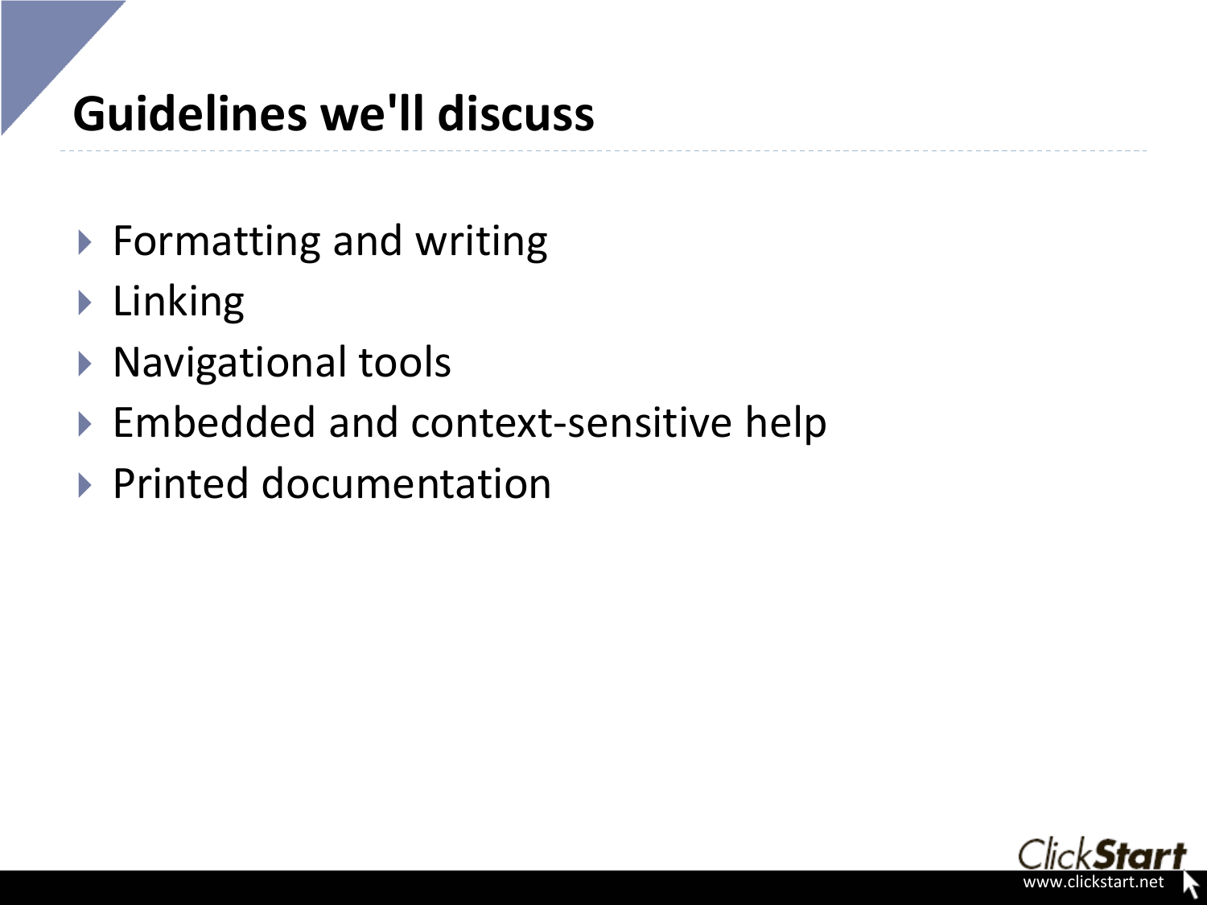# Guidelines we'll discuss

- Formatting and writing
- Linking
- Navigational tools
- Embedded and context-sensitive help
- Printed documentation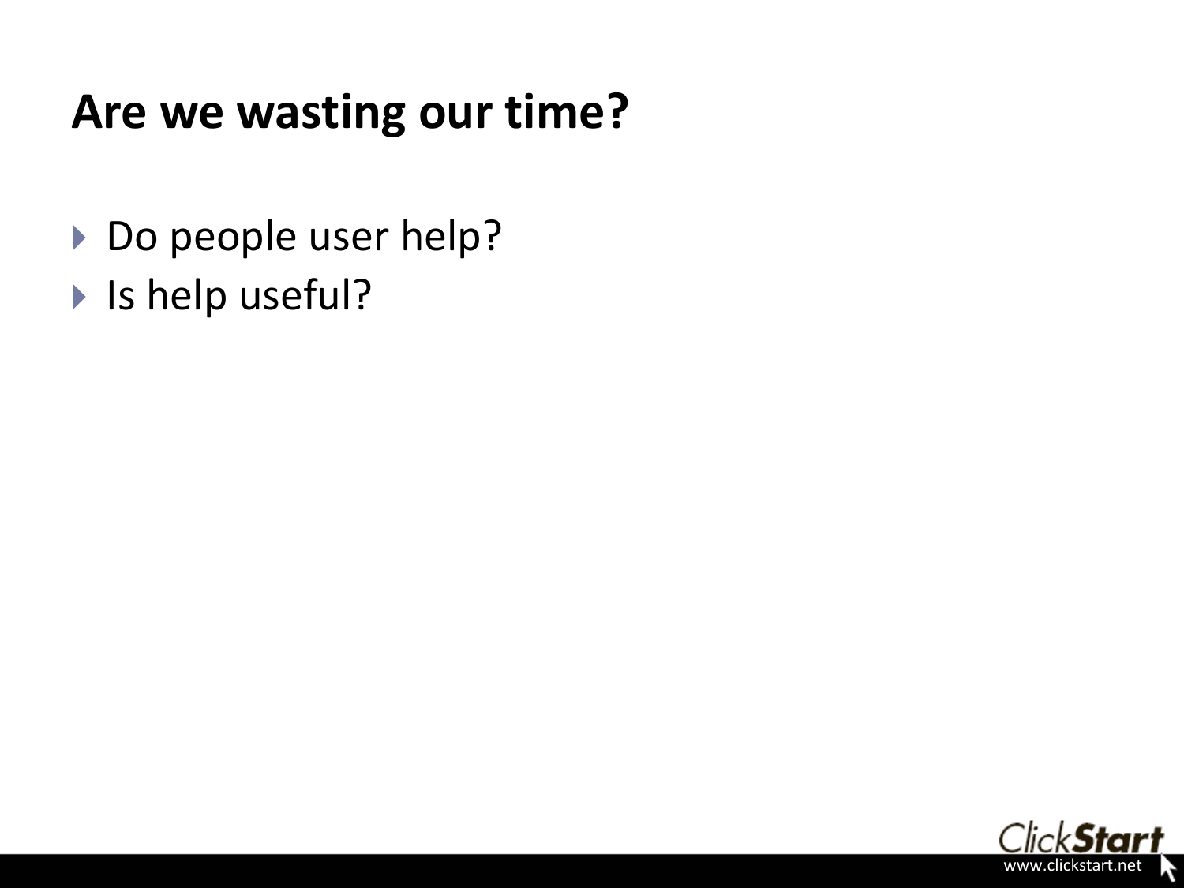# Are we wasting our time?

- Do people user help?
- Is help useful?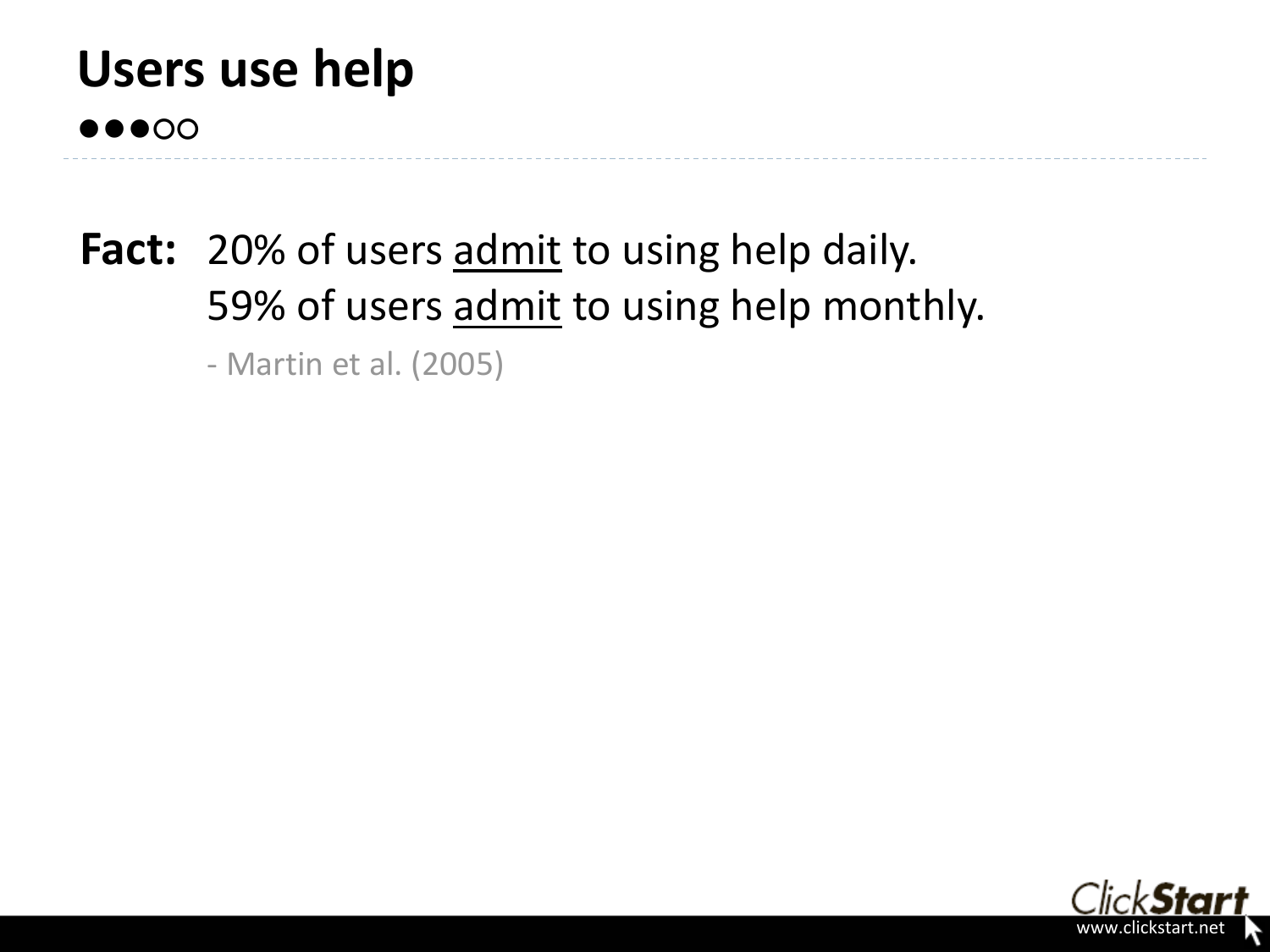# Users use help

●●●○○

**Fact:** 20% of users <u>admit</u> to using help daily.
59% of users <u>admit</u> to using help monthly.

- Martin et al. (2005)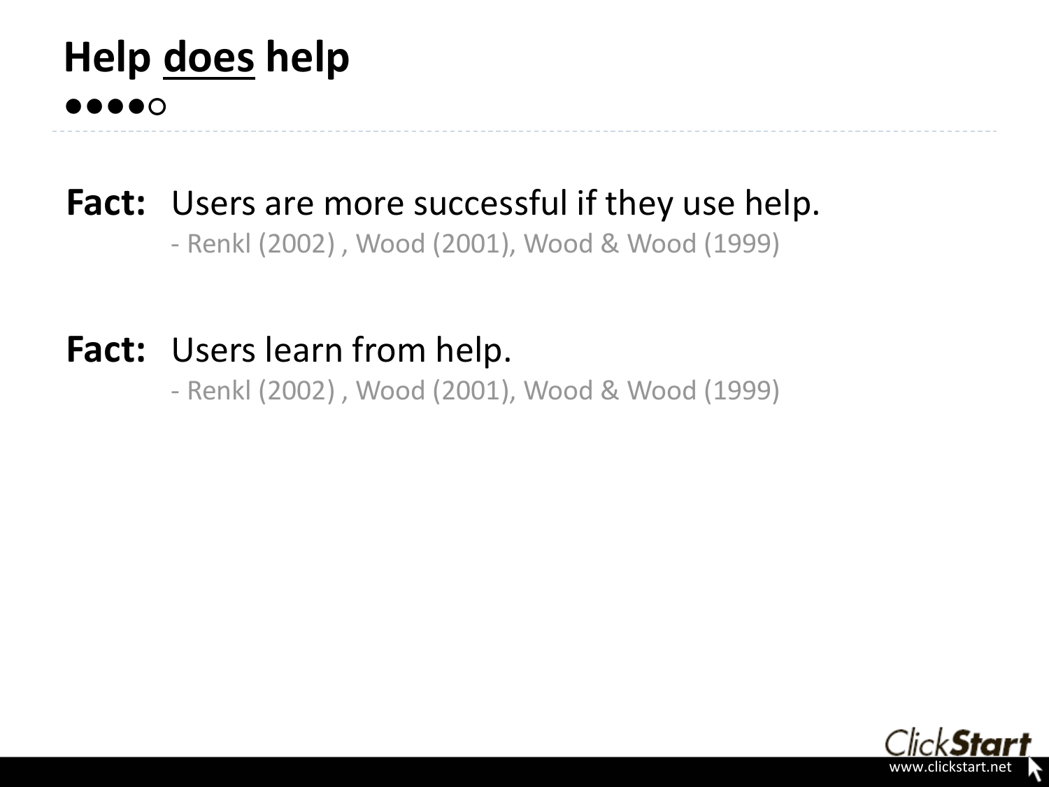# Help <u>does</u> help

●●●●○

**Fact:** Users are more successful if they use help.

- Renkl (2002) , Wood (2001), Wood & Wood (1999)

**Fact:** Users learn from help.

- Renkl (2002) , Wood (2001), Wood & Wood (1999)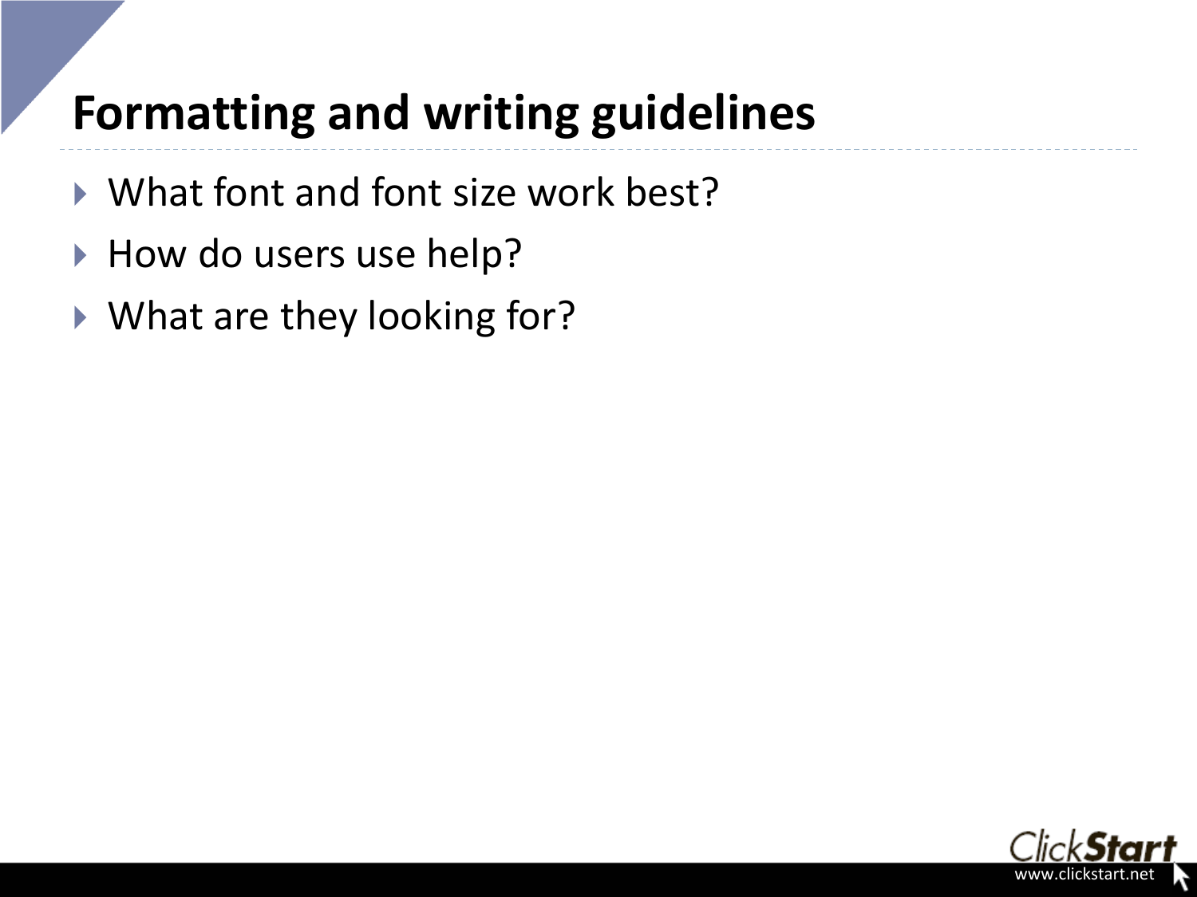# Formatting and writing guidelines

- What font and font size work best?
- How do users use help?
- What are they looking for?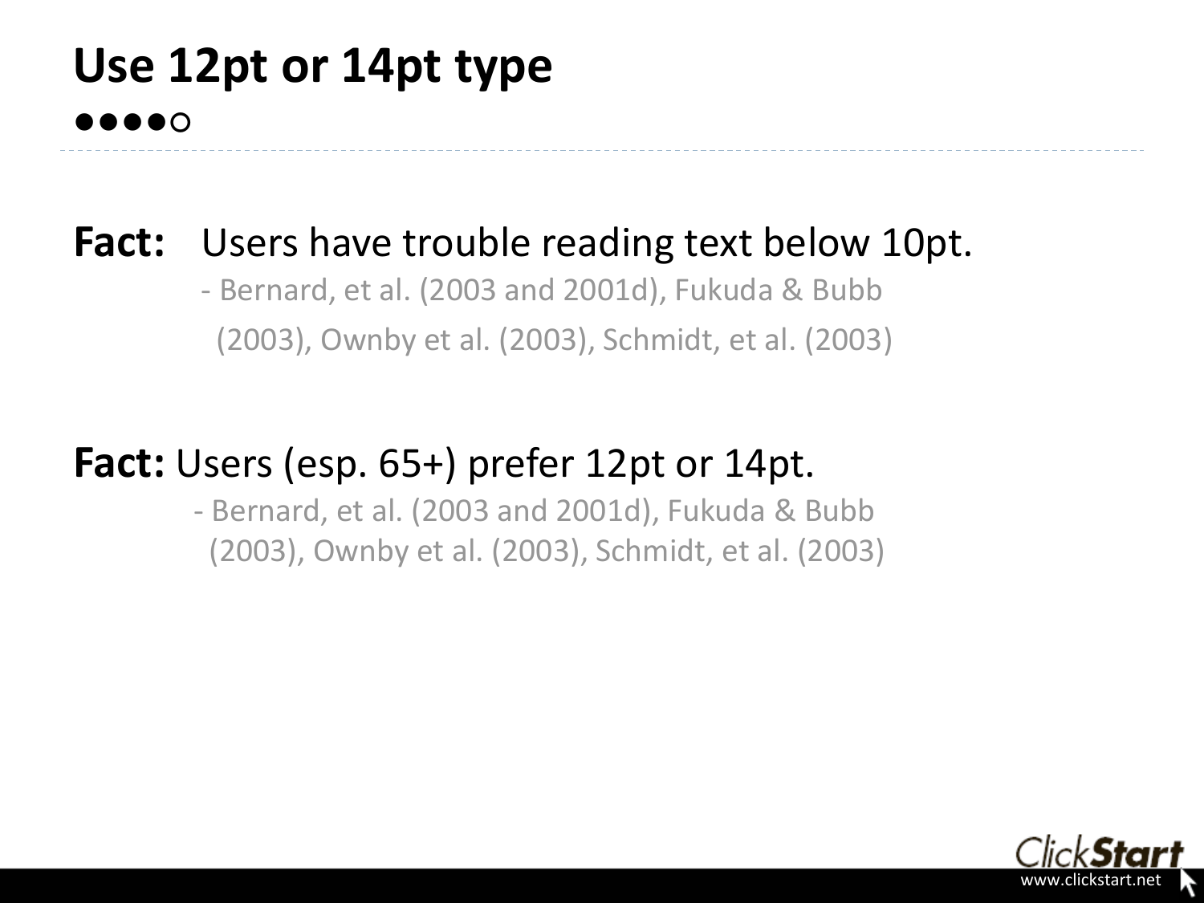# Use 12pt or 14pt type

●●●●○

---

**Fact:** Users have trouble reading text below 10pt.

- Bernard, et al. (2003 and 2001d), Fukuda & Bubb (2003), Ownby et al. (2003), Schmidt, et al. (2003)

**Fact:** Users (esp. 65+) prefer 12pt or 14pt.

- Bernard, et al. (2003 and 2001d), Fukuda & Bubb (2003), Ownby et al. (2003), Schmidt, et al. (2003)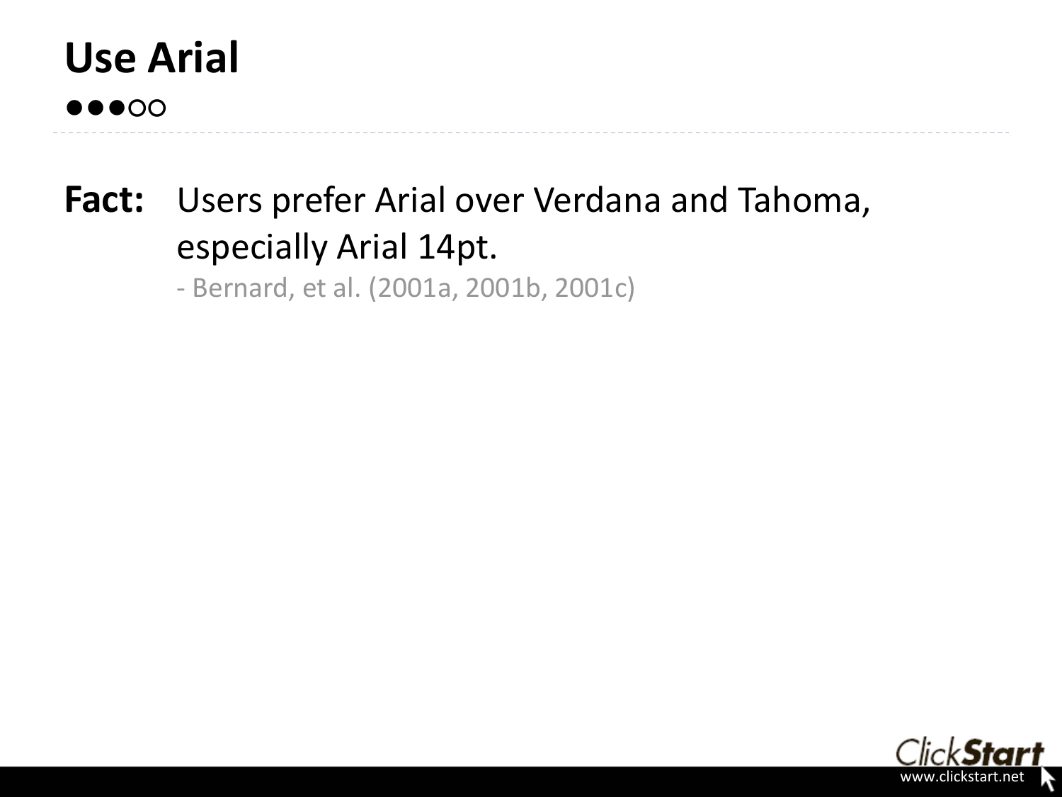# Use Arial

●●●○○

**Fact:** Users prefer Arial over Verdana and Tahoma, especially Arial 14pt.

- Bernard, et al. (2001a, 2001b, 2001c)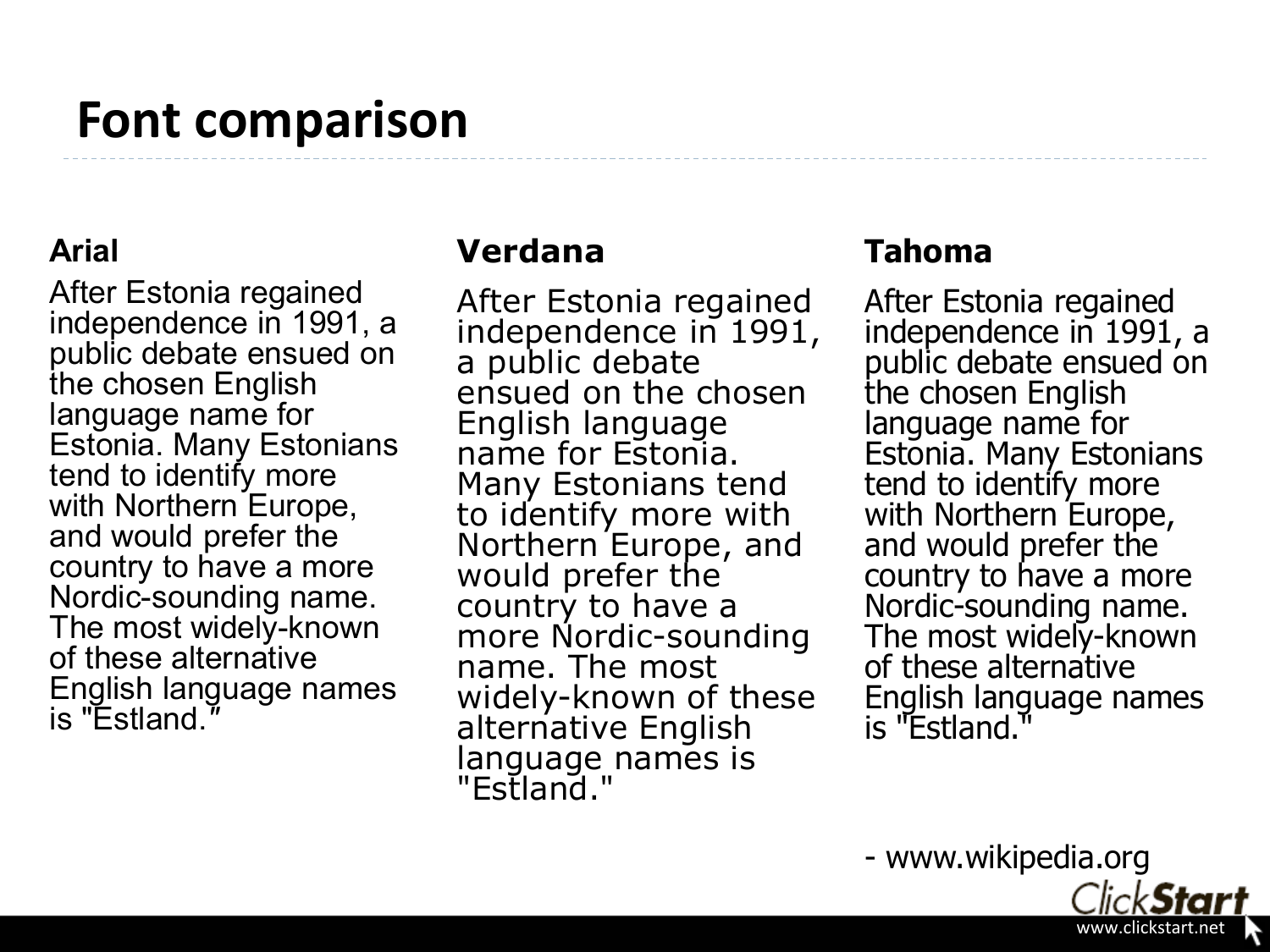# Font comparison

**Arial**

After Estonia regained independence in 1991, a public debate ensued on the chosen English language name for Estonia. Many Estonians tend to identify more with Northern Europe, and would prefer the country to have a more Nordic-sounding name. The most widely-known of these alternative English language names is "Estland."

**Verdana**

After Estonia regained independence in 1991, a public debate ensued on the chosen English language name for Estonia. Many Estonians tend to identify more with Northern Europe, and would prefer the country to have a more Nordic-sounding name. The most widely-known of these alternative English language names is "Estland."

**Tahoma**

After Estonia regained independence in 1991, a public debate ensued on the chosen English language name for Estonia. Many Estonians tend to identify more with Northern Europe, and would prefer the country to have a more Nordic-sounding name. The most widely-known of these alternative English language names is "Estland."

- www.wikipedia.org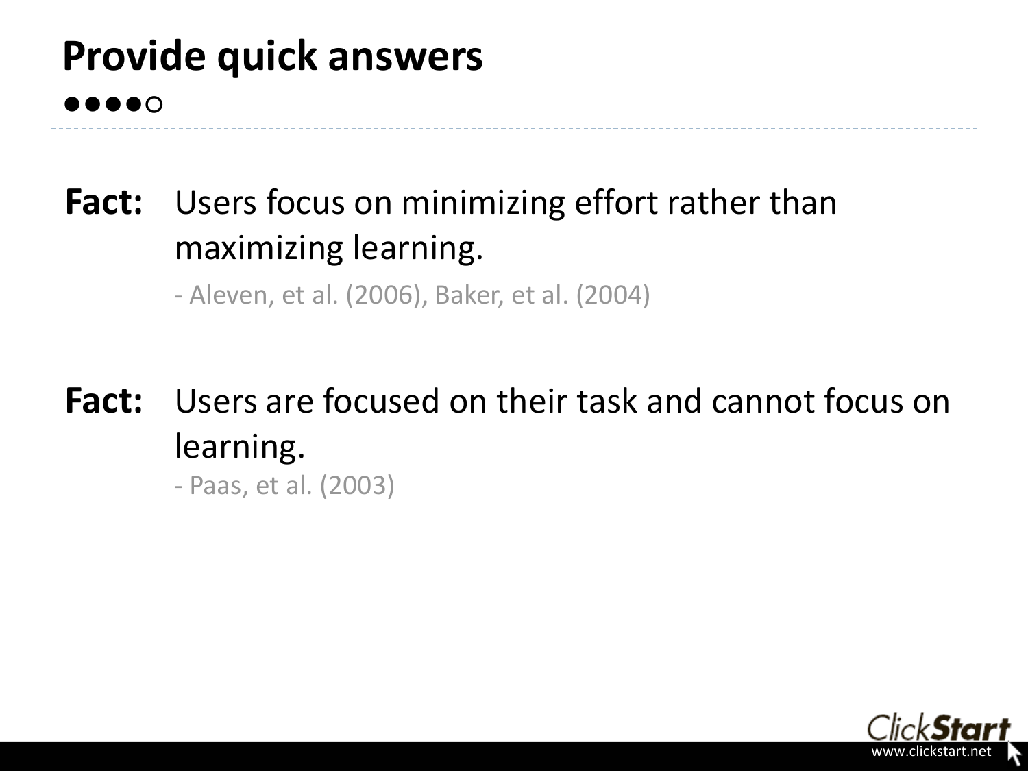# Provide quick answers

●●●●○

**Fact:** Users focus on minimizing effort rather than maximizing learning.

- Aleven, et al. (2006), Baker, et al. (2004)

**Fact:** Users are focused on their task and cannot focus on learning.

- Paas, et al. (2003)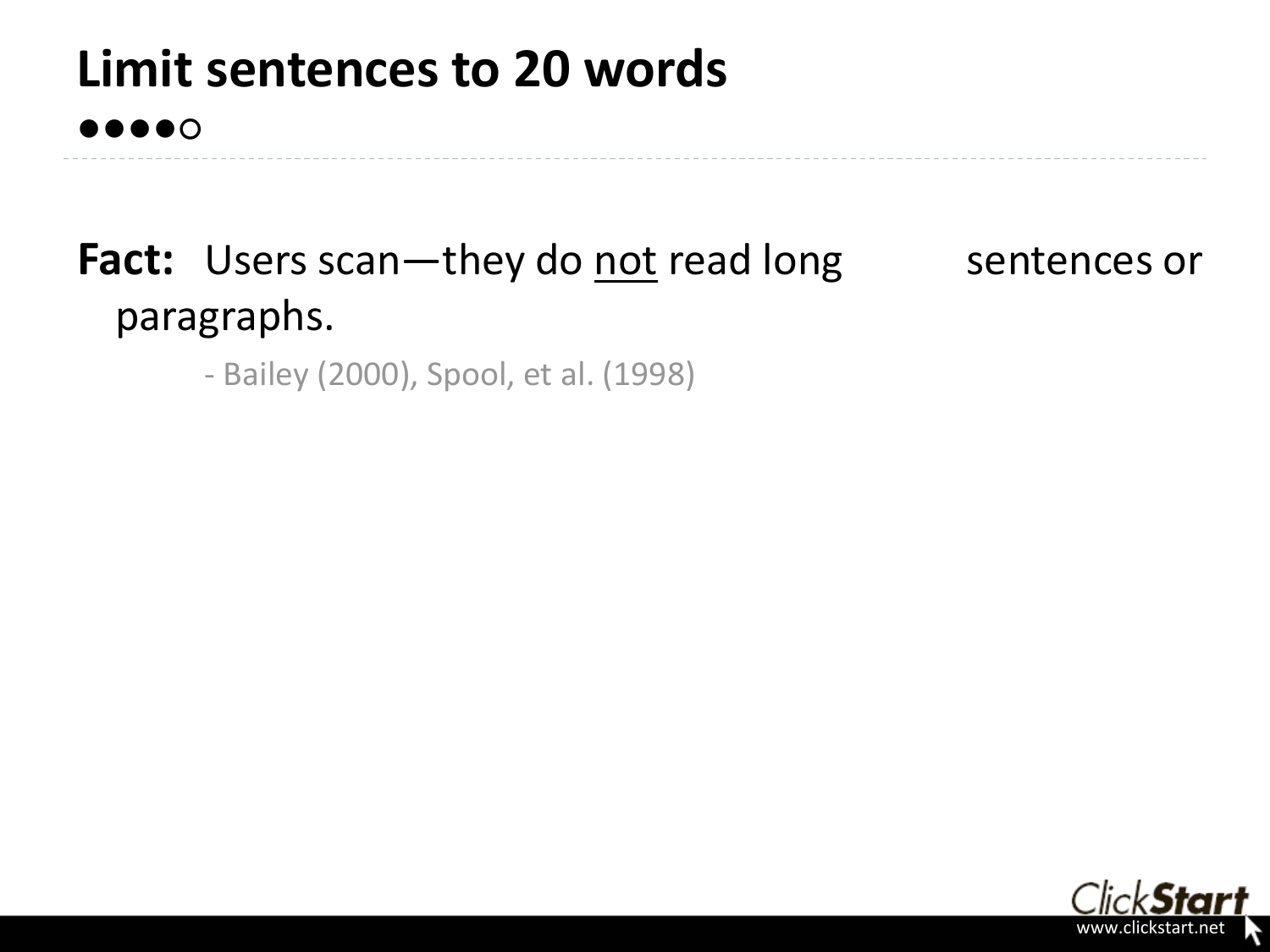# Limit sentences to 20 words

●●●●○

**Fact:** Users scan—they do <u>not</u> read long sentences or paragraphs.

- Bailey (2000), Spool, et al. (1998)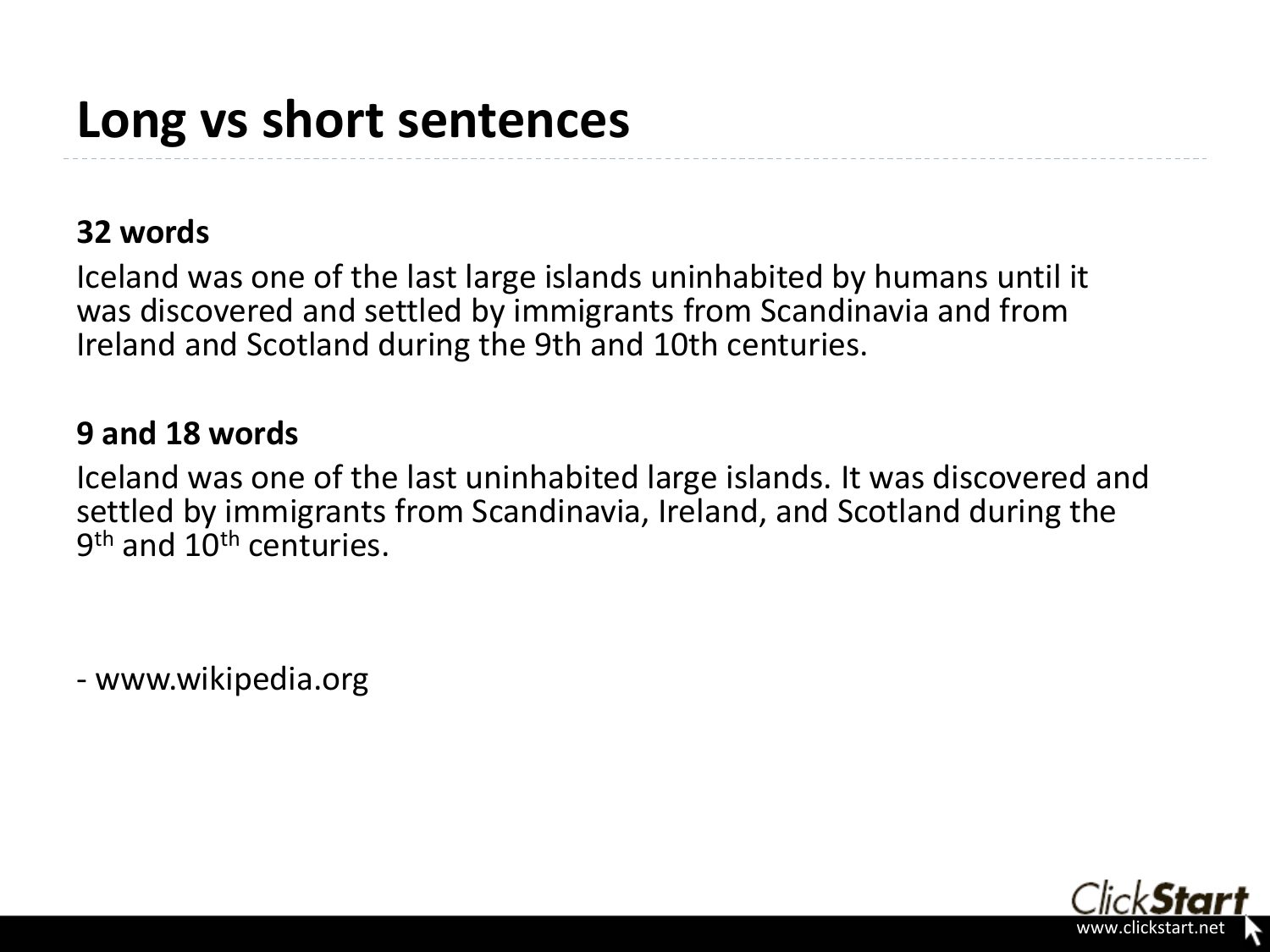# Long vs short sentences

**32 words**

Iceland was one of the last large islands uninhabited by humans until it was discovered and settled by immigrants from Scandinavia and from Ireland and Scotland during the 9th and 10th centuries.

**9 and 18 words**

Iceland was one of the last uninhabited large islands. It was discovered and settled by immigrants from Scandinavia, Ireland, and Scotland during the $9^{th}$ and $10^{th}$ centuries.

- www.wikipedia.org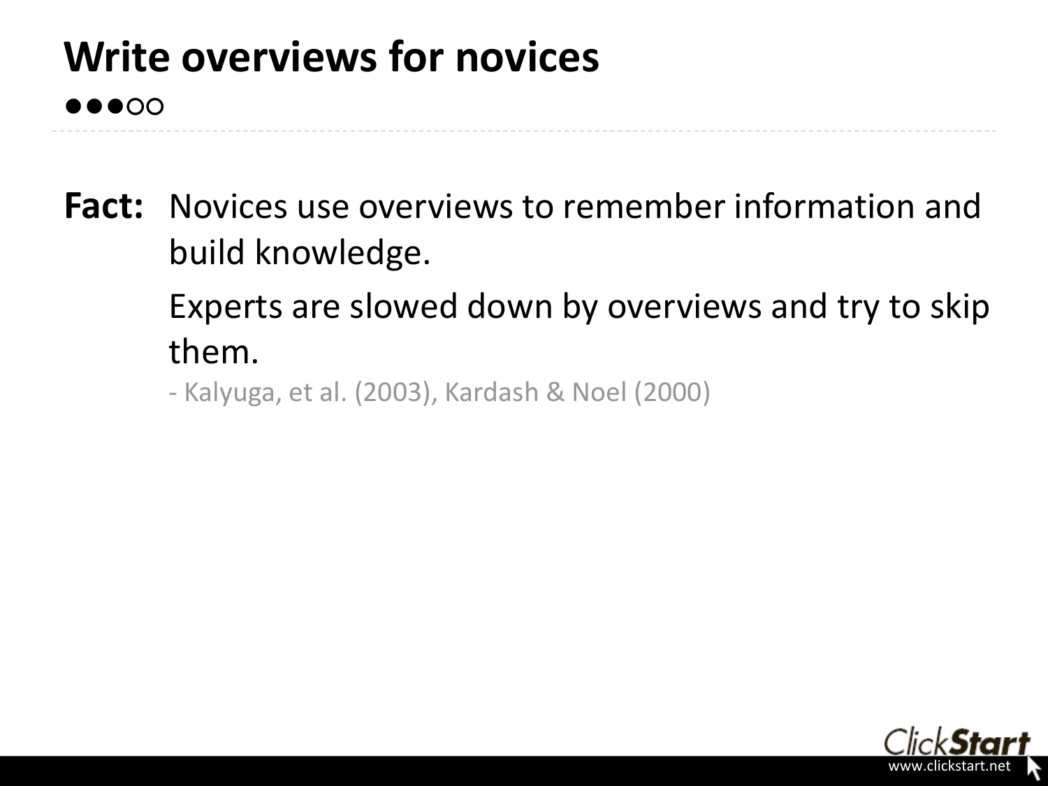# Write overviews for novices

●●●○○

**Fact:** Novices use overviews to remember information and build knowledge.

Experts are slowed down by overviews and try to skip them.

- Kalyuga, et al. (2003), Kardash & Noel (2000)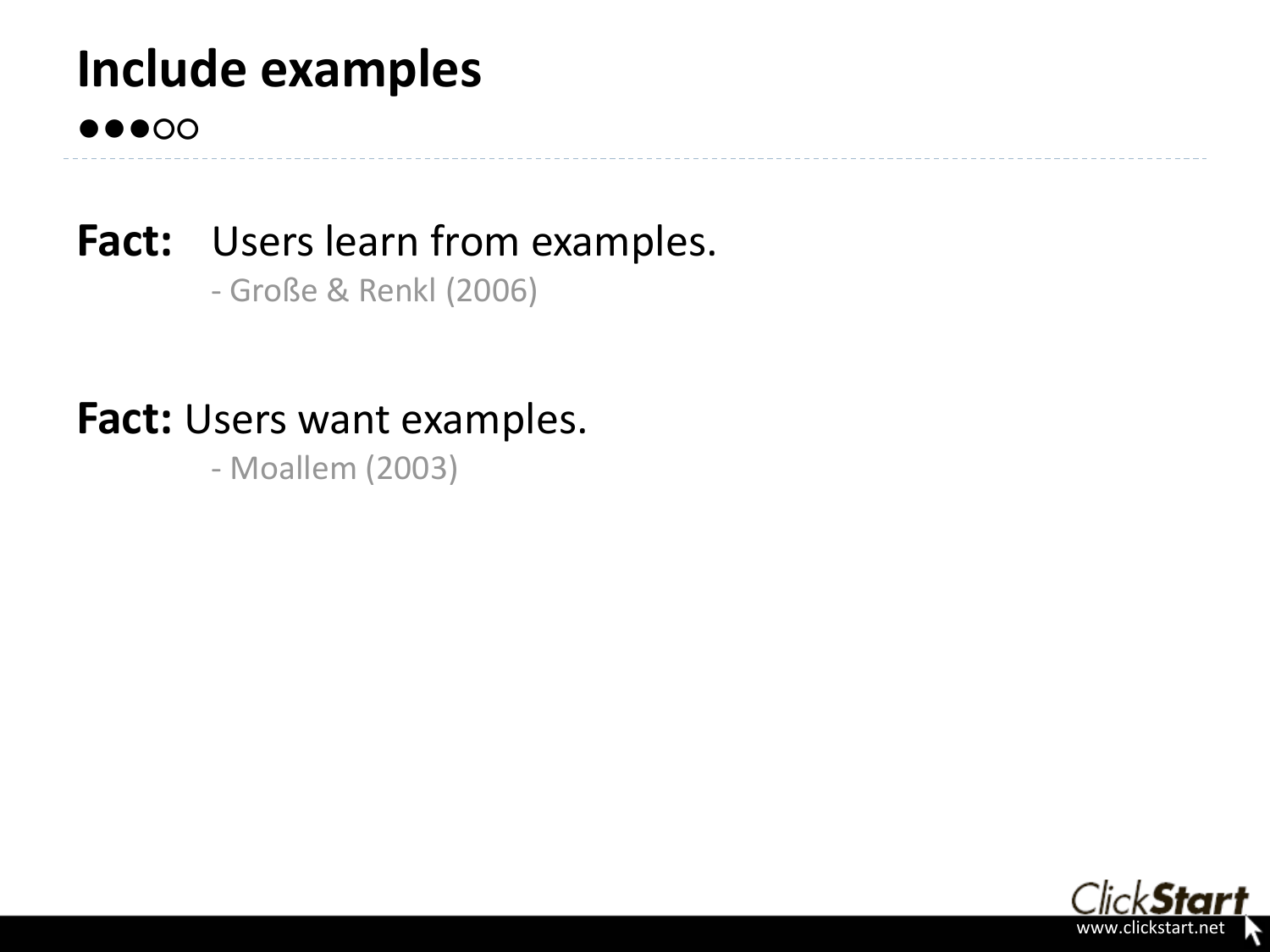# Include examples

●●●○○

**Fact:** Users learn from examples.

- Große & Renkl (2006)

**Fact:** Users want examples.

- Moallem (2003)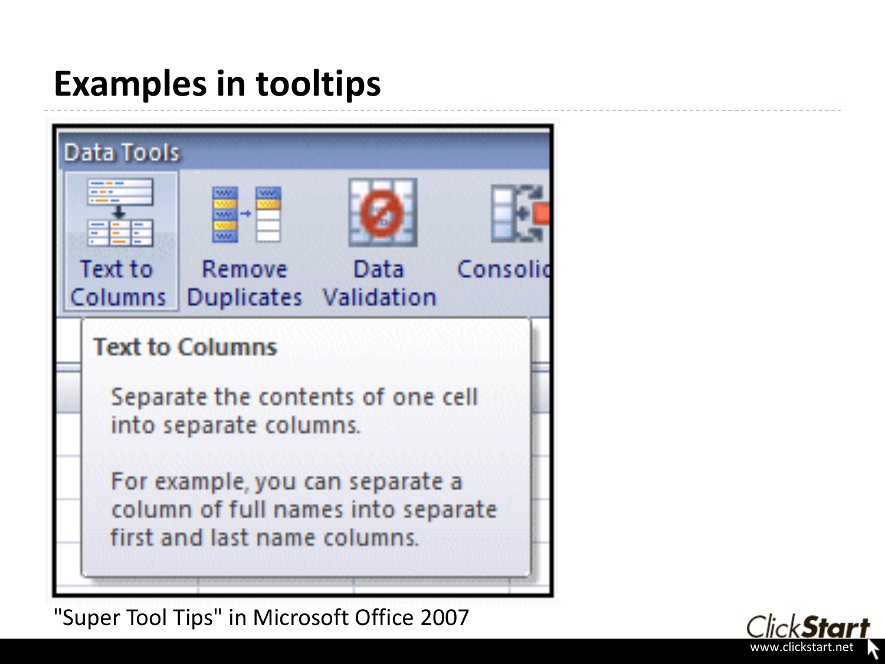# Examples in tooltips

Data Tools

Text to Columns | Remove Duplicates | Data Validation | Consolid

**Text to Columns**

Separate the contents of one cell into separate columns.

For example, you can separate a column of full names into separate first and last name columns.

"Super Tool Tips" in Microsoft Office 2007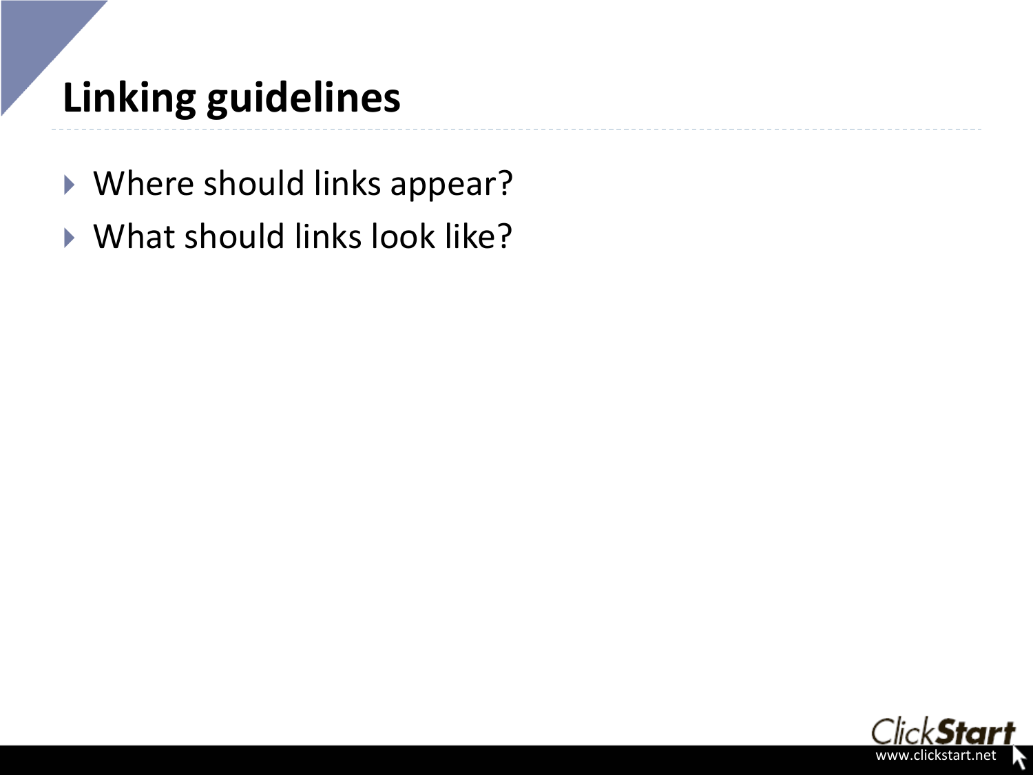# Linking guidelines

- Where should links appear?
- What should links look like?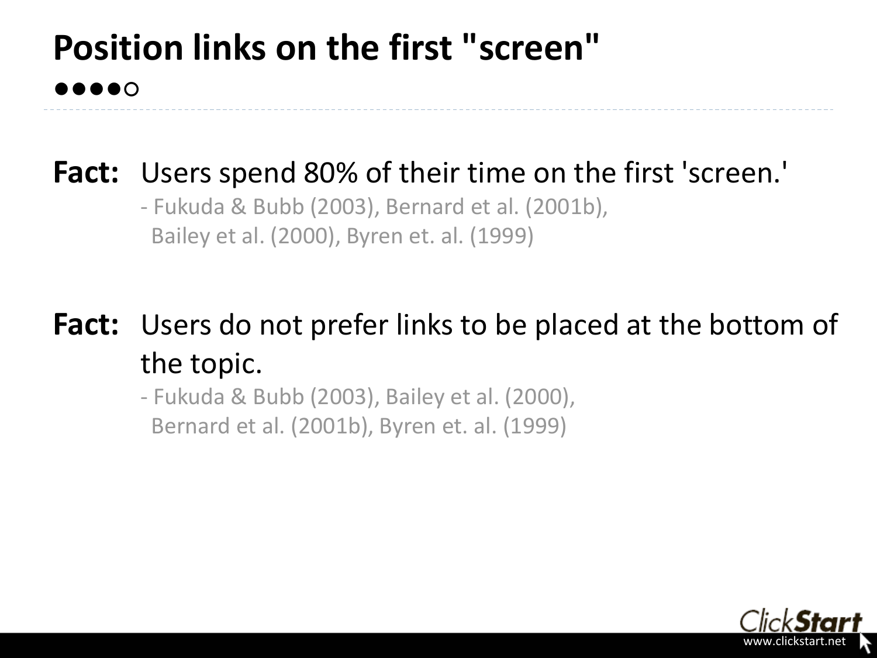# Position links on the first "screen"

●●●●○

**Fact:** Users spend 80% of their time on the first 'screen.'

- Fukuda & Bubb (2003), Bernard et al. (2001b), Bailey et al. (2000), Byren et. al. (1999)

**Fact:** Users do not prefer links to be placed at the bottom of the topic.

- Fukuda & Bubb (2003), Bailey et al. (2000), Bernard et al. (2001b), Byren et. al. (1999)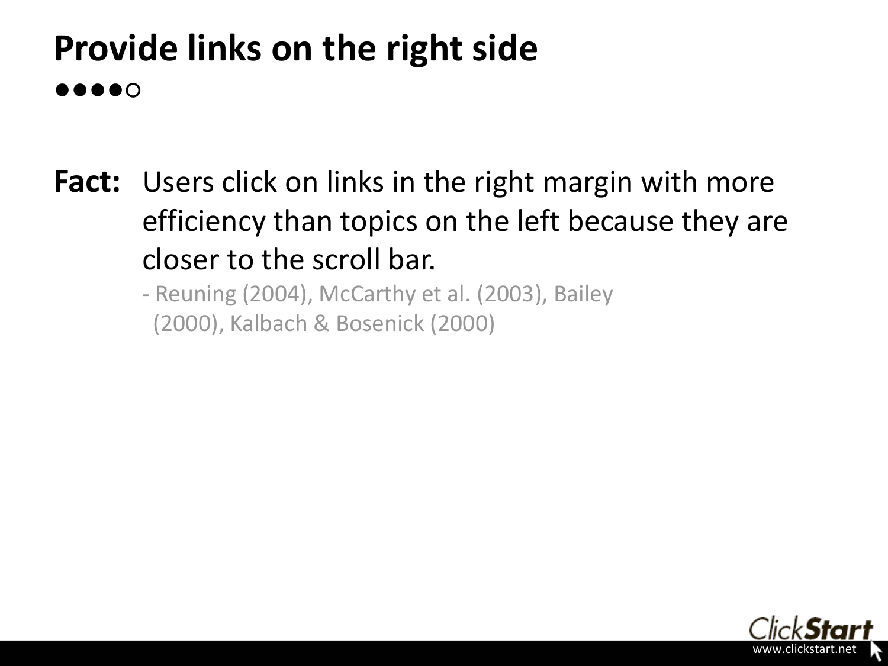# Provide links on the right side

●●●●○

**Fact:** Users click on links in the right margin with more efficiency than topics on the left because they are closer to the scroll bar.

- Reuning (2004), McCarthy et al. (2003), Bailey (2000), Kalbach & Bosenick (2000)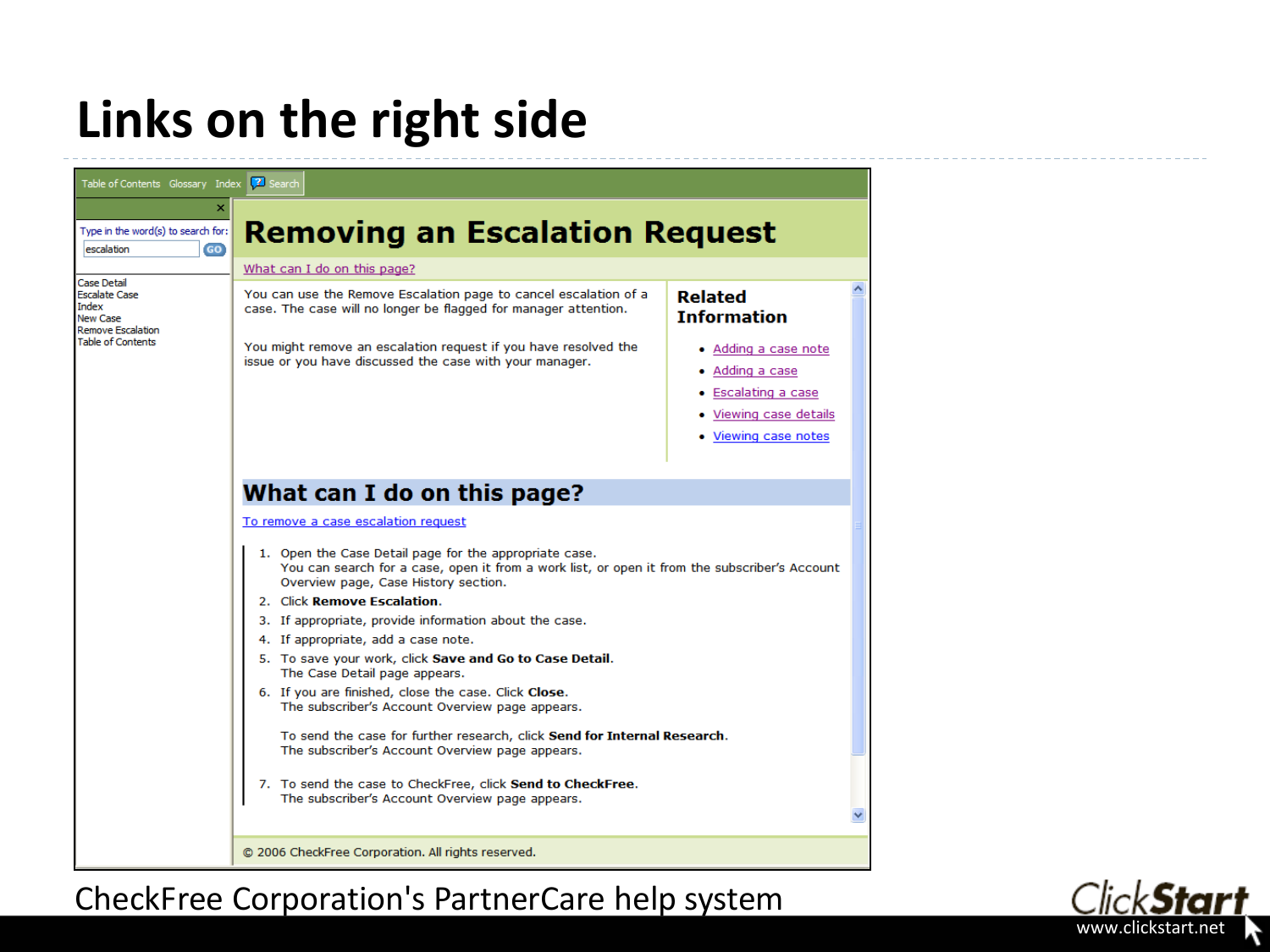# Links on the right side

Table of Contents Glossary Index Search

Type in the word(s) to search for:

escalation GO

Case Detail
Escalate Case
Index
New Case
Remove Escalation
Table of Contents

## Removing an Escalation Request

What can I do on this page?

You can use the Remove Escalation page to cancel escalation of a case. The case will no longer be flagged for manager attention.

You might remove an escalation request if you have resolved the issue or you have discussed the case with your manager.

**Related Information**

- Adding a case note
- Adding a case
- Escalating a case
- Viewing case details
- Viewing case notes

### What can I do on this page?

To remove a case escalation request

1. Open the Case Detail page for the appropriate case.
   You can search for a case, open it from a work list, or open it from the subscriber's Account Overview page, Case History section.
2. Click **Remove Escalation**.
3. If appropriate, provide information about the case.
4. If appropriate, add a case note.
5. To save your work, click **Save and Go to Case Detail**.
   The Case Detail page appears.
6. If you are finished, close the case. Click **Close**.
   The subscriber's Account Overview page appears.

   To send the case for further research, click **Send for Internal Research**.
   The subscriber's Account Overview page appears.
7. To send the case to CheckFree, click **Send to CheckFree**.
   The subscriber's Account Overview page appears.

© 2006 CheckFree Corporation. All rights reserved.

CheckFree Corporation's PartnerCare help system

ClickStart
www.clickstart.net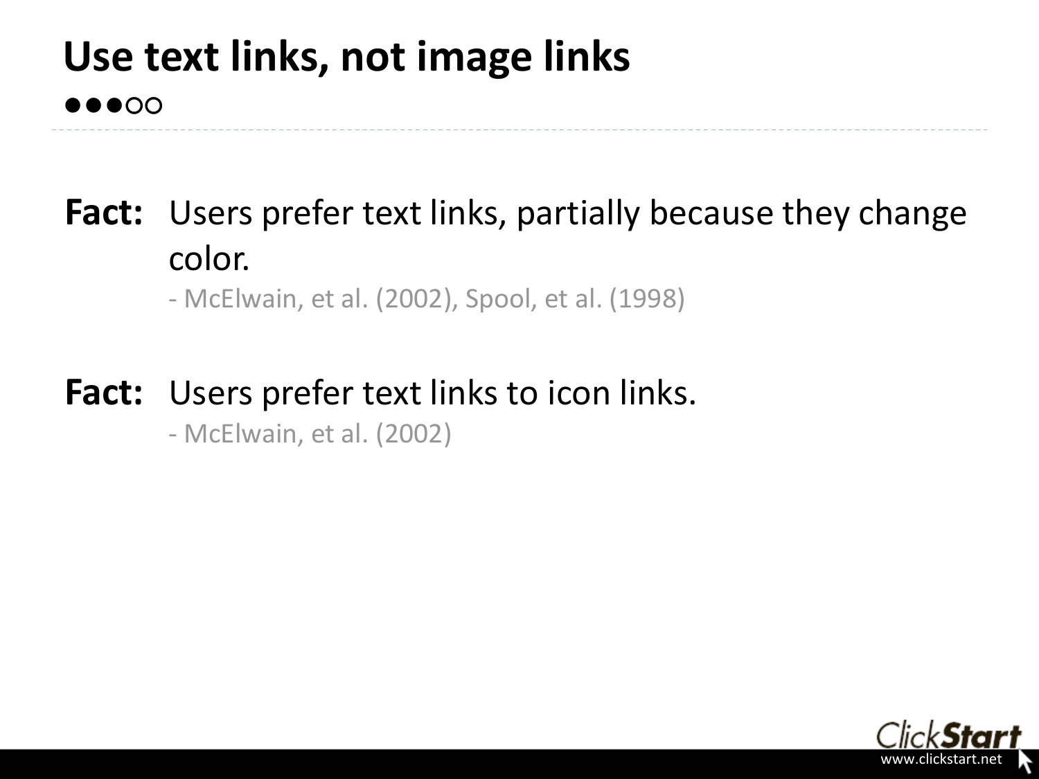# Use text links, not image links

●●●○○

**Fact:** Users prefer text links, partially because they change color.

- McElwain, et al. (2002), Spool, et al. (1998)

**Fact:** Users prefer text links to icon links.

- McElwain, et al. (2002)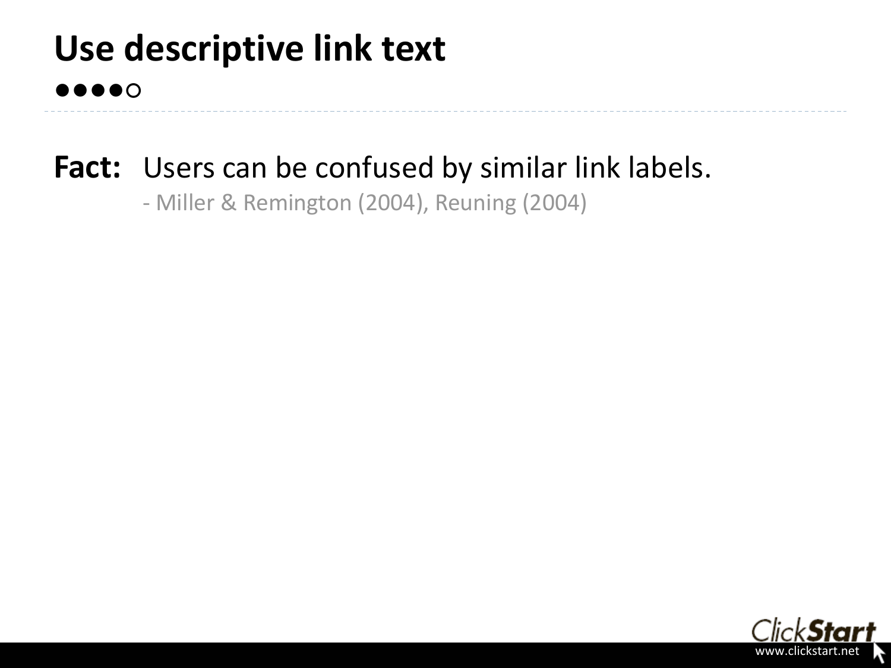# Use descriptive link text

●●●●○

**Fact:** Users can be confused by similar link labels.

- Miller & Remington (2004), Reuning (2004)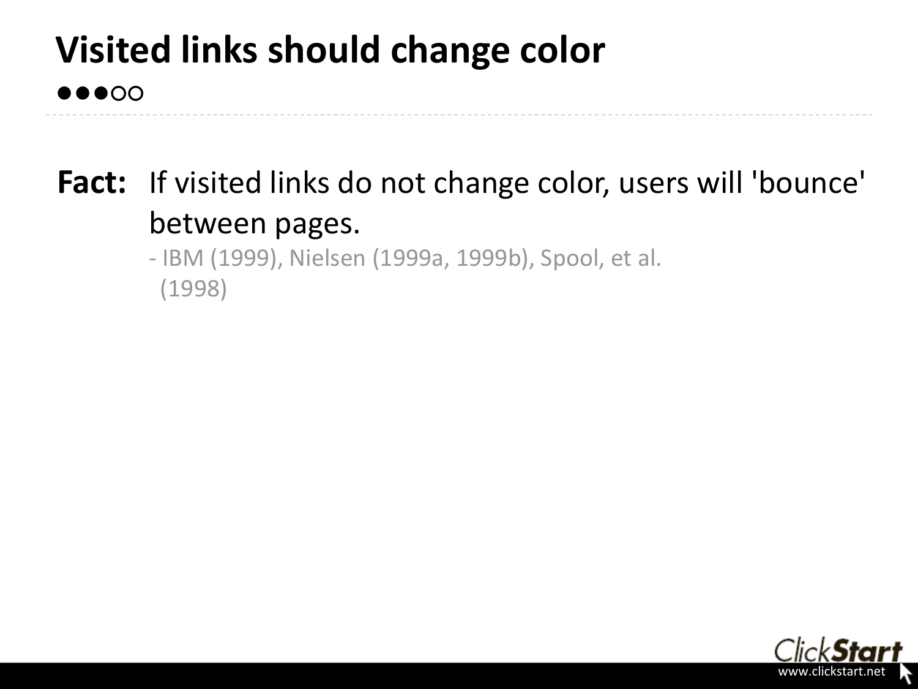# Visited links should change color

●●●○○

**Fact:** If visited links do not change color, users will 'bounce' between pages.

- IBM (1999), Nielsen (1999a, 1999b), Spool, et al. (1998)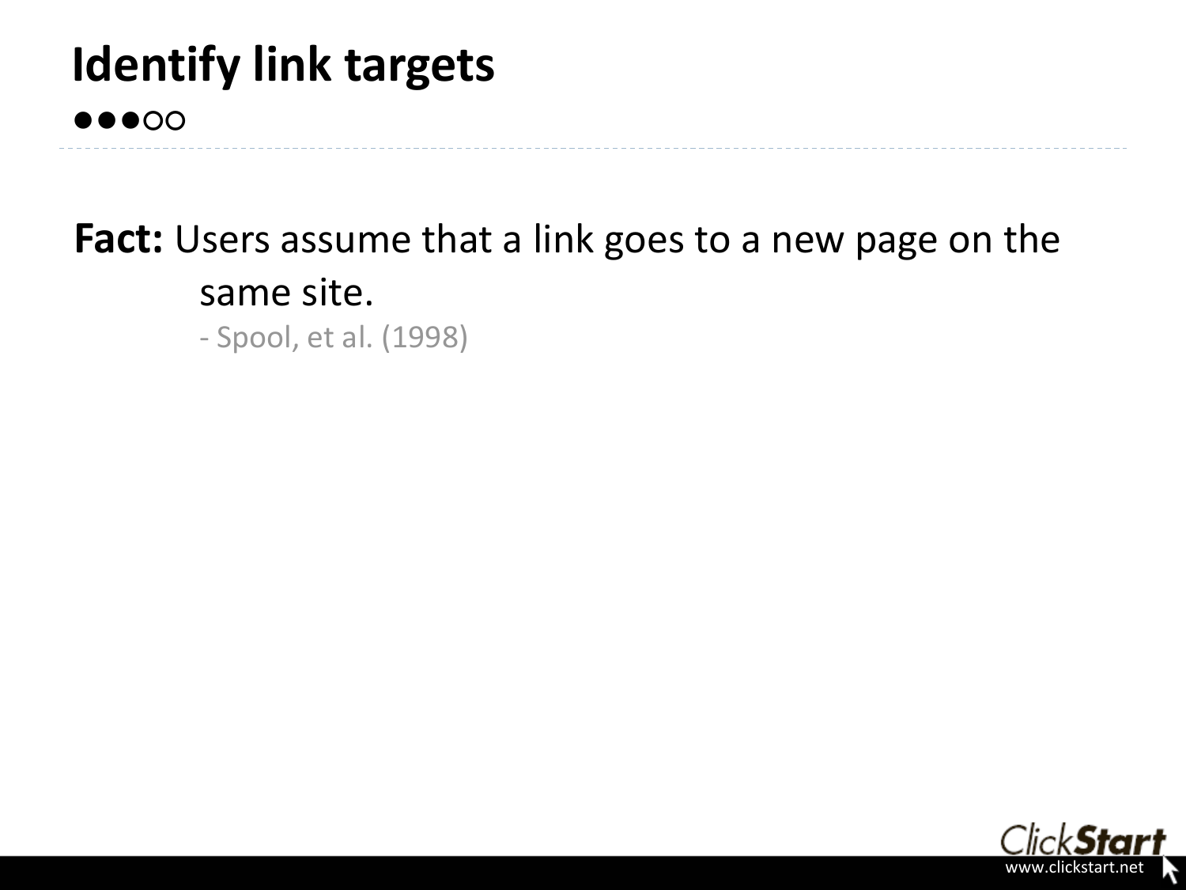# Identify link targets

●●●○○

**Fact:** Users assume that a link goes to a new page on the same site.

- Spool, et al. (1998)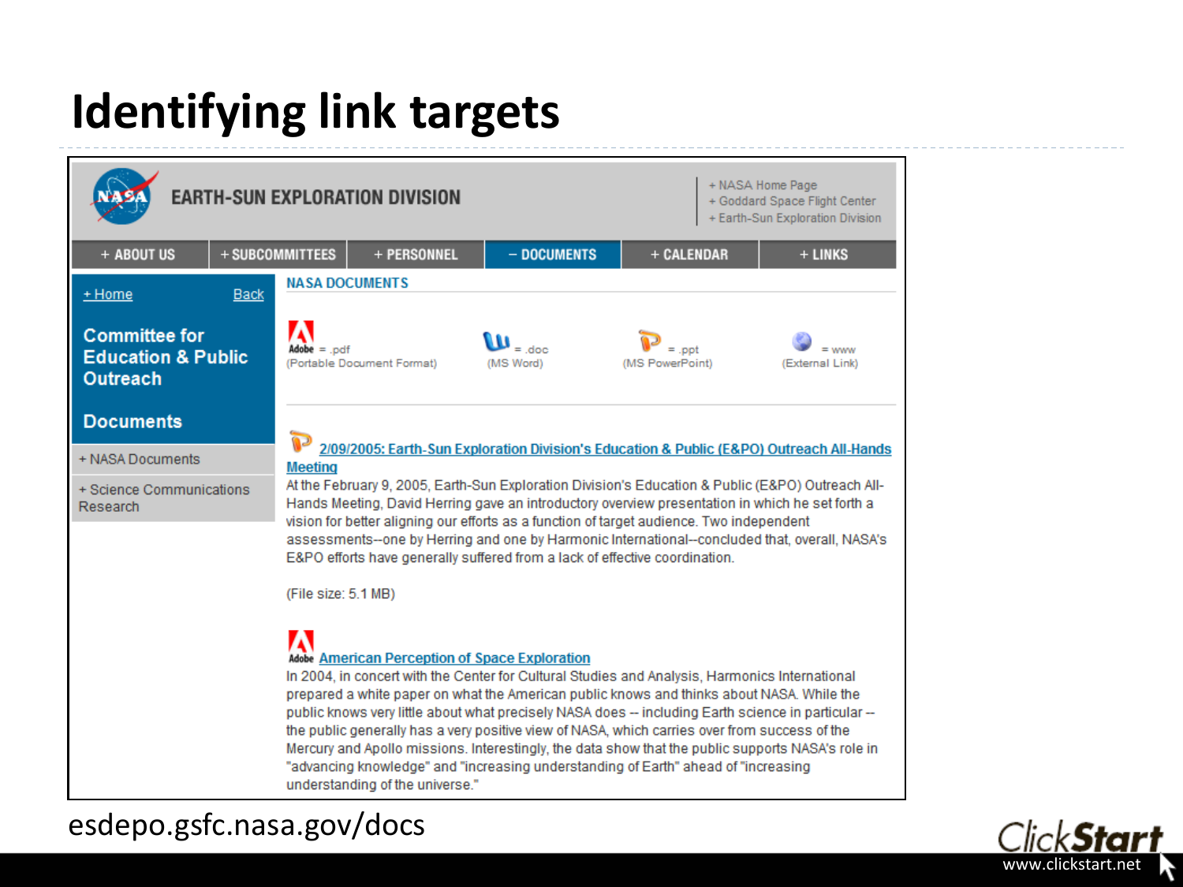# Identifying link targets

EARTH-SUN EXPLORATION DIVISION

+ NASA Home Page
+ Goddard Space Flight Center
+ Earth-Sun Exploration Division

+ ABOUT US | + SUBCOMMITTEES | + PERSONNEL | – DOCUMENTS | + CALENDAR | + LINKS

+ Home Back

**Committee for Education & Public Outreach**

**Documents**

+ NASA Documents

+ Science Communications Research

NASA DOCUMENTS

Adobe = .pdf (Portable Document Format)

= .doc (MS Word)

= .ppt (MS PowerPoint)

= www (External Link)

2/09/2005: Earth-Sun Exploration Division's Education & Public (E&PO) Outreach All-Hands Meeting

At the February 9, 2005, Earth-Sun Exploration Division's Education & Public (E&PO) Outreach All-Hands Meeting, David Herring gave an introductory overview presentation in which he set forth a vision for better aligning our efforts as a function of target audience. Two independent assessments--one by Herring and one by Harmonic International--concluded that, overall, NASA's E&PO efforts have generally suffered from a lack of effective coordination.

(File size: 5.1 MB)

Adobe American Perception of Space Exploration

In 2004, in concert with the Center for Cultural Studies and Analysis, Harmonics International prepared a white paper on what the American public knows and thinks about NASA. While the public knows very little about what precisely NASA does -- including Earth science in particular -- the public generally has a very positive view of NASA, which carries over from success of the Mercury and Apollo missions. Interestingly, the data show that the public supports NASA's role in "advancing knowledge" and "increasing understanding of Earth" ahead of "increasing understanding of the universe."

esdepo.gsfc.nasa.gov/docs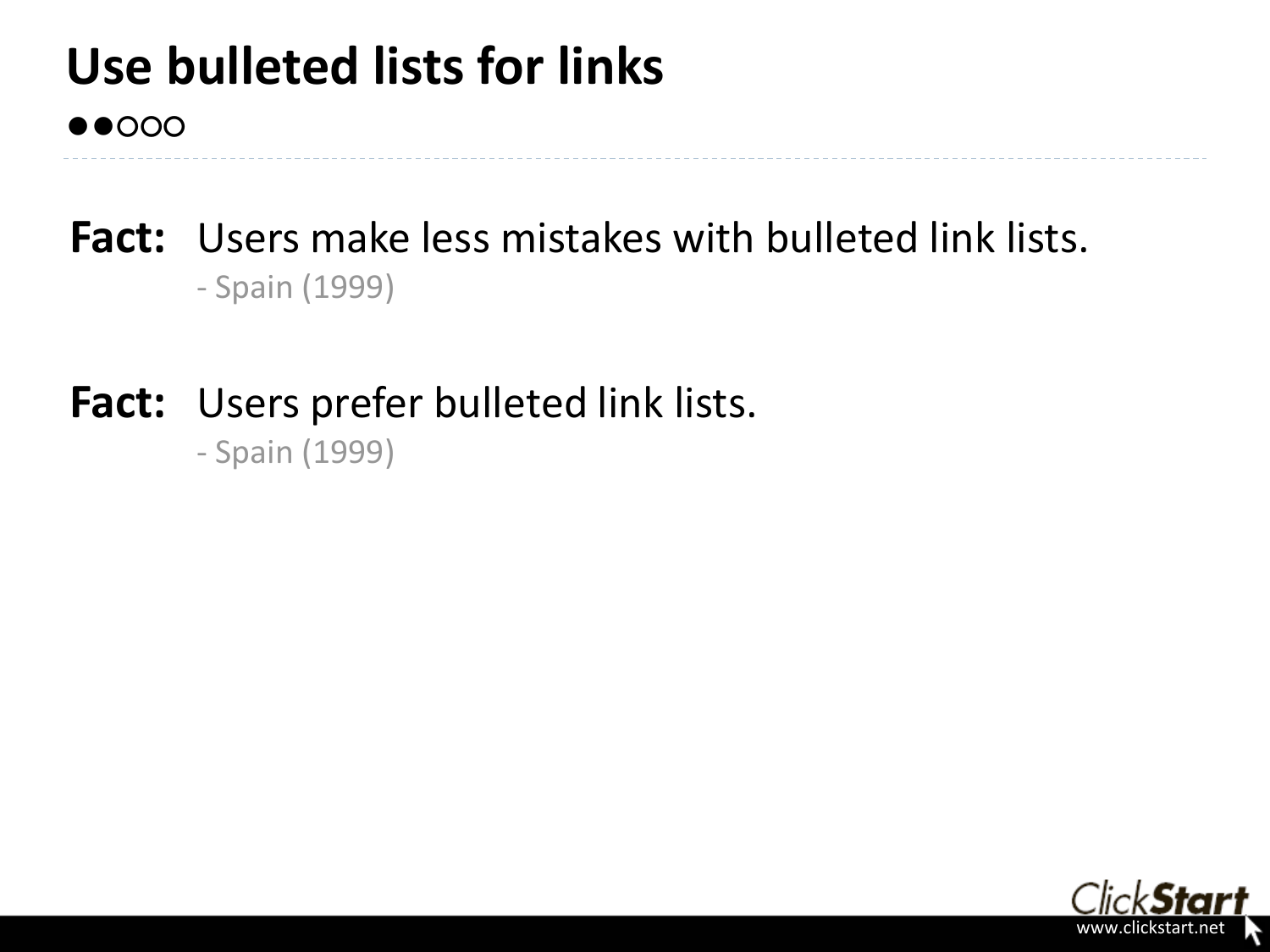# Use bulleted lists for links

●●○○○

**Fact:** Users make less mistakes with bulleted link lists.
- Spain (1999)

**Fact:** Users prefer bulleted link lists.
- Spain (1999)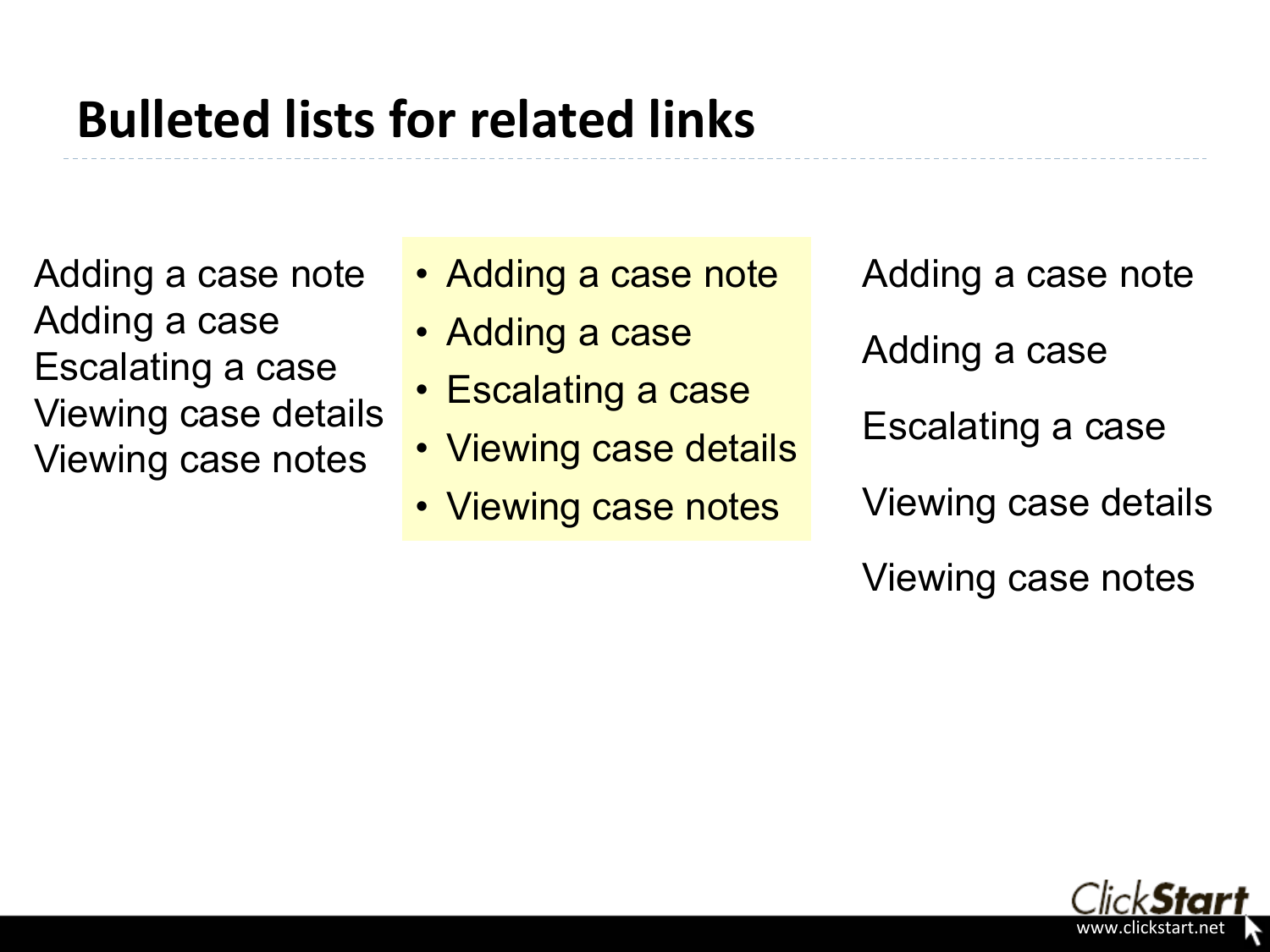# Bulleted lists for related links

Adding a case note
Adding a case
Escalating a case
Viewing case details
Viewing case notes

- Adding a case note
- Adding a case
- Escalating a case
- Viewing case details
- Viewing case notes

Adding a case note

Adding a case

Escalating a case

Viewing case details

Viewing case notes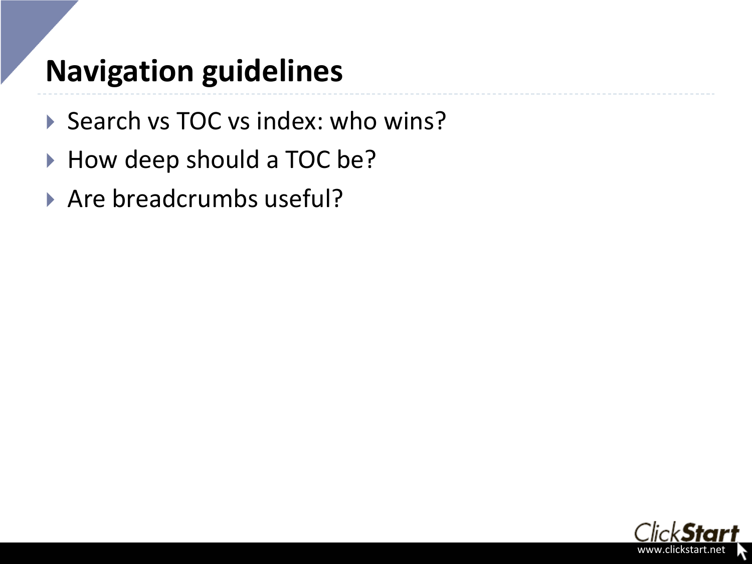# Navigation guidelines

- Search vs TOC vs index: who wins?
- How deep should a TOC be?
- Are breadcrumbs useful?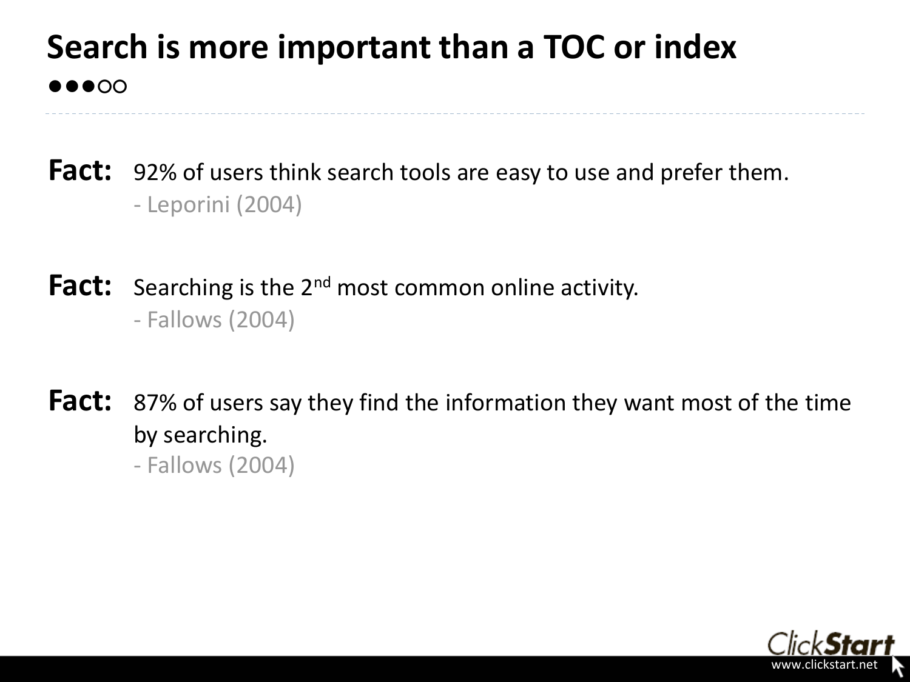# Search is more important than a TOC or index

●●●○○

**Fact:** 92% of users think search tools are easy to use and prefer them.
- Leporini (2004)

**Fact:** Searching is the 2nd most common online activity.
- Fallows (2004)

**Fact:** 87% of users say they find the information they want most of the time by searching.
- Fallows (2004)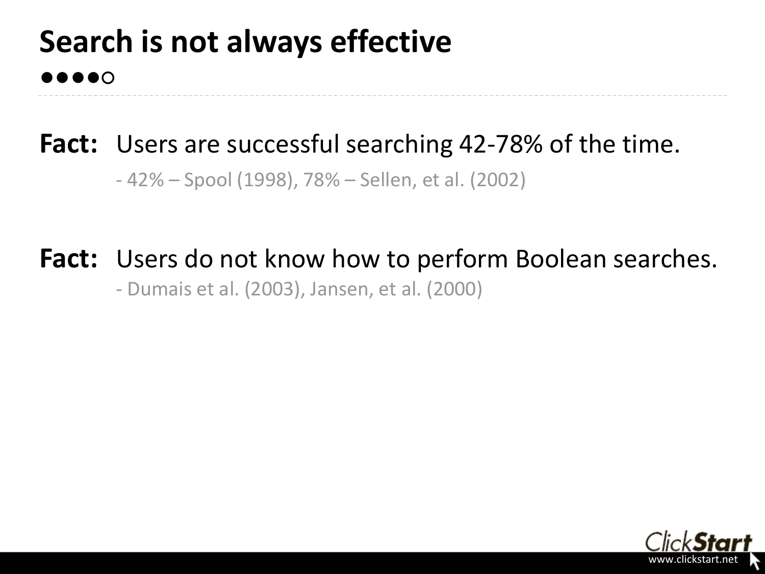# Search is not always effective

●●●●○

**Fact:** Users are successful searching 42-78% of the time.

- 42% – Spool (1998), 78% – Sellen, et al. (2002)

**Fact:** Users do not know how to perform Boolean searches.

- Dumais et al. (2003), Jansen, et al. (2000)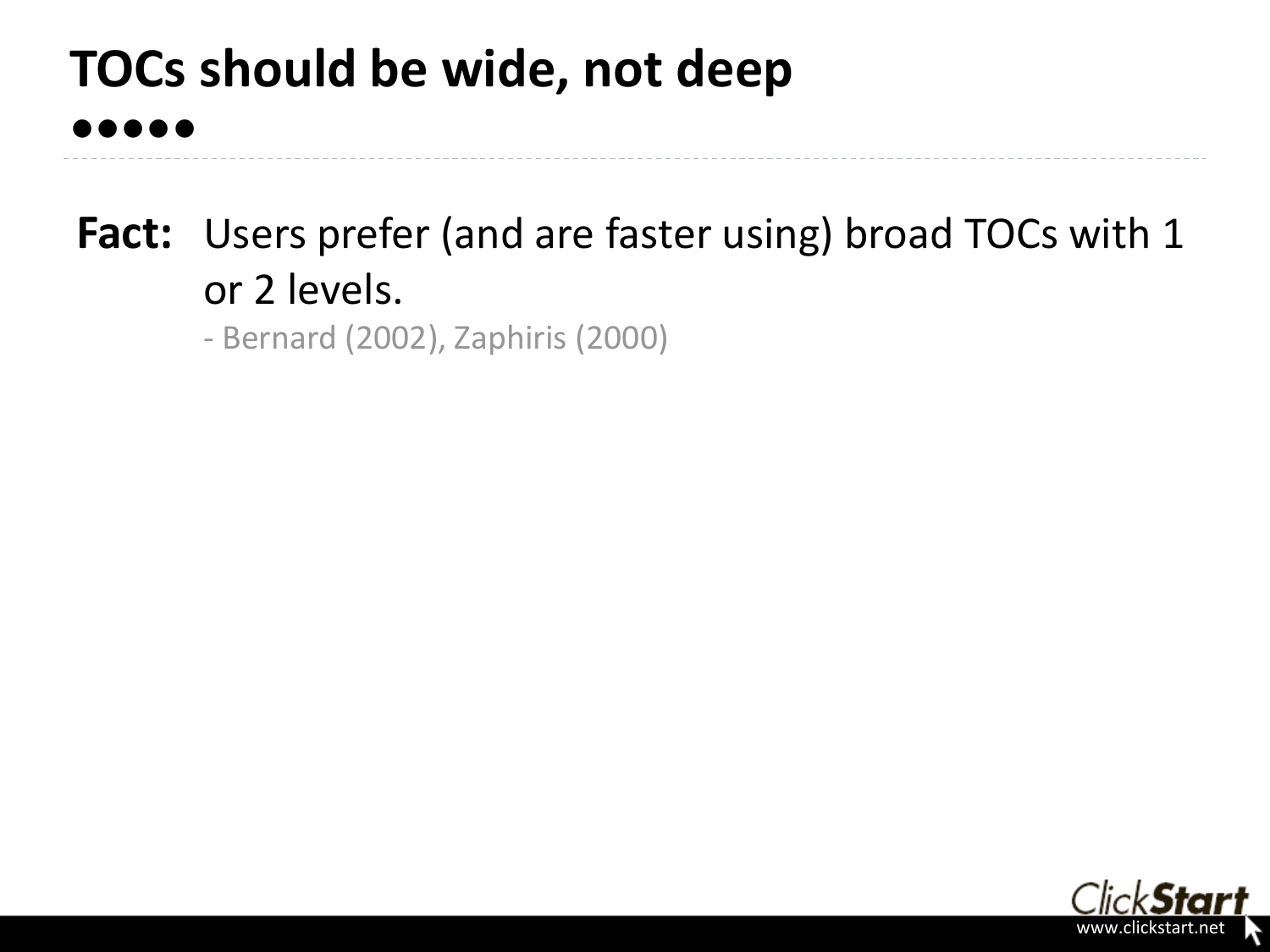# TOCs should be wide, not deep

●●●●●

**Fact:** Users prefer (and are faster using) broad TOCs with 1 or 2 levels.

- Bernard (2002), Zaphiris (2000)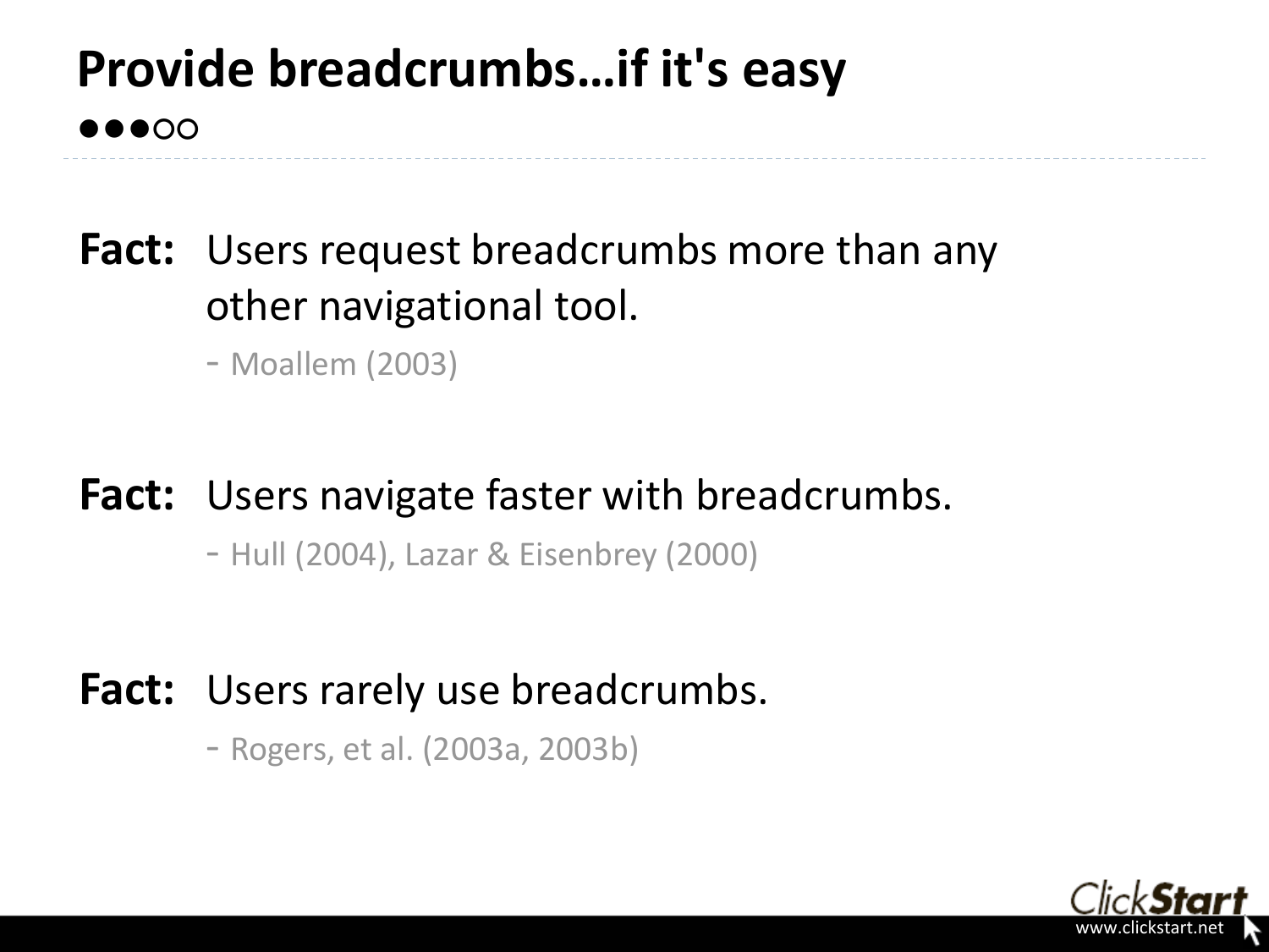# Provide breadcrumbs…if it's easy

●●●○○

**Fact:** Users request breadcrumbs more than any other navigational tool.

- Moallem (2003)

**Fact:** Users navigate faster with breadcrumbs.

- Hull (2004), Lazar & Eisenbrey (2000)

**Fact:** Users rarely use breadcrumbs.

- Rogers, et al. (2003a, 2003b)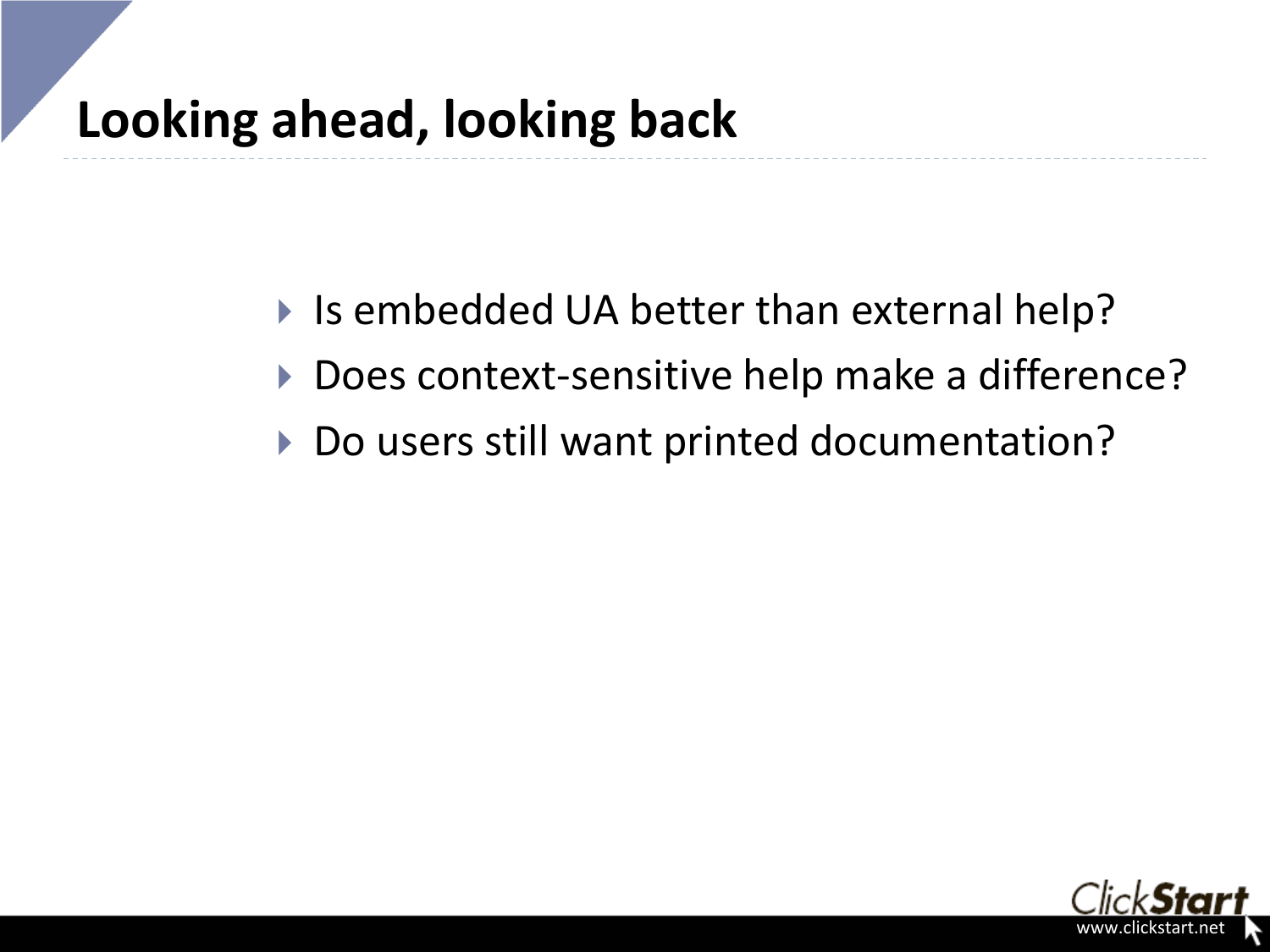# Looking ahead, looking back

- Is embedded UA better than external help?
- Does context-sensitive help make a difference?
- Do users still want printed documentation?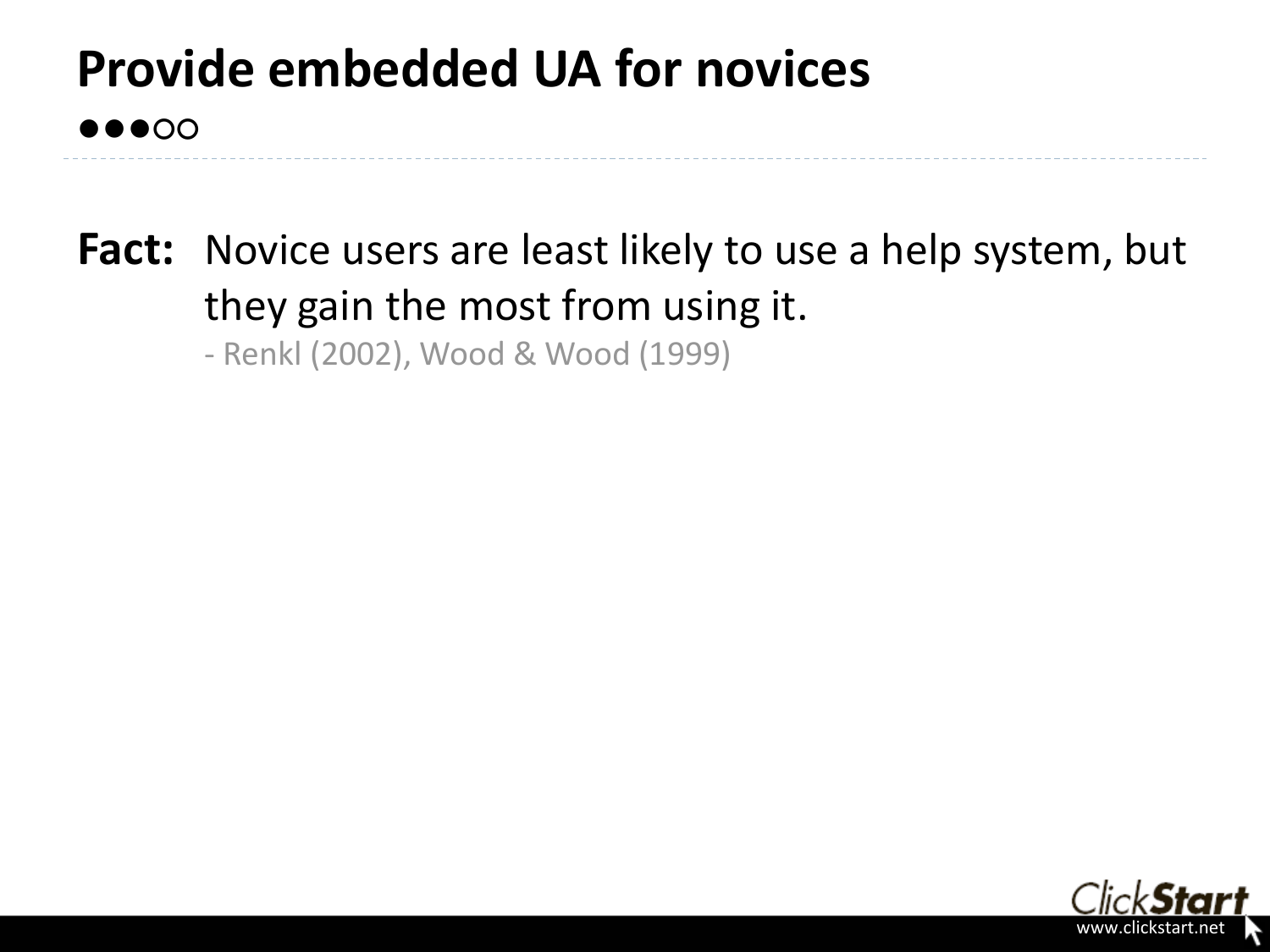# Provide embedded UA for novices

●●●○○

**Fact:** Novice users are least likely to use a help system, but they gain the most from using it.

- Renkl (2002), Wood & Wood (1999)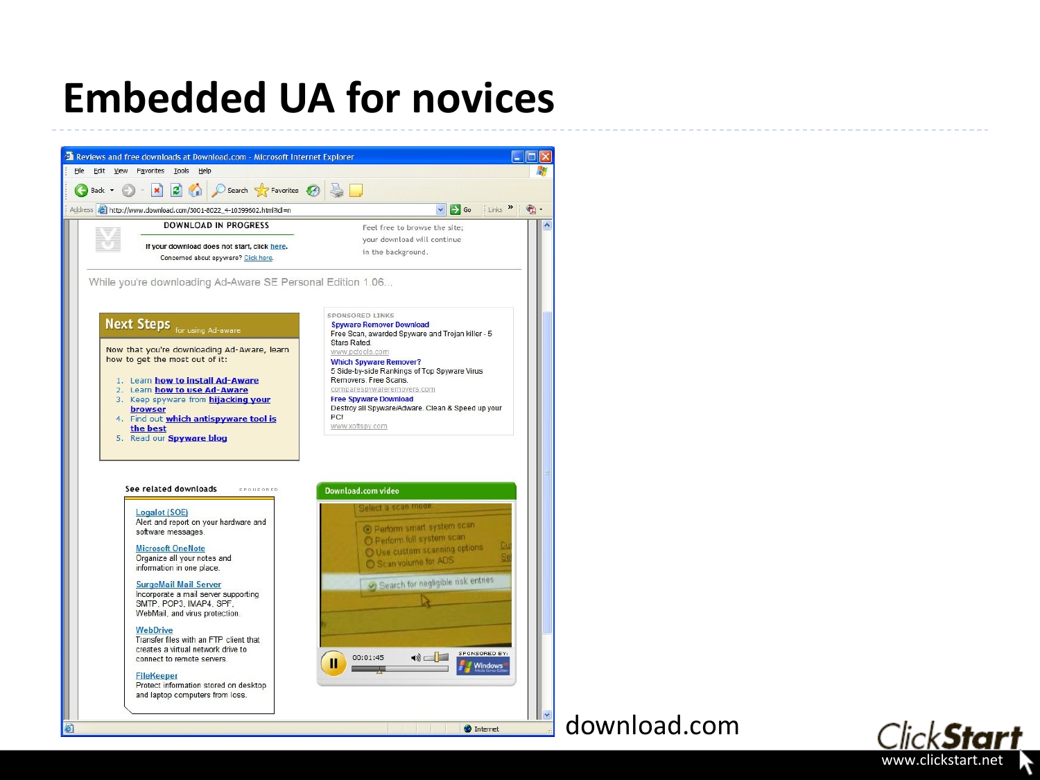# Embedded UA for novices

download.com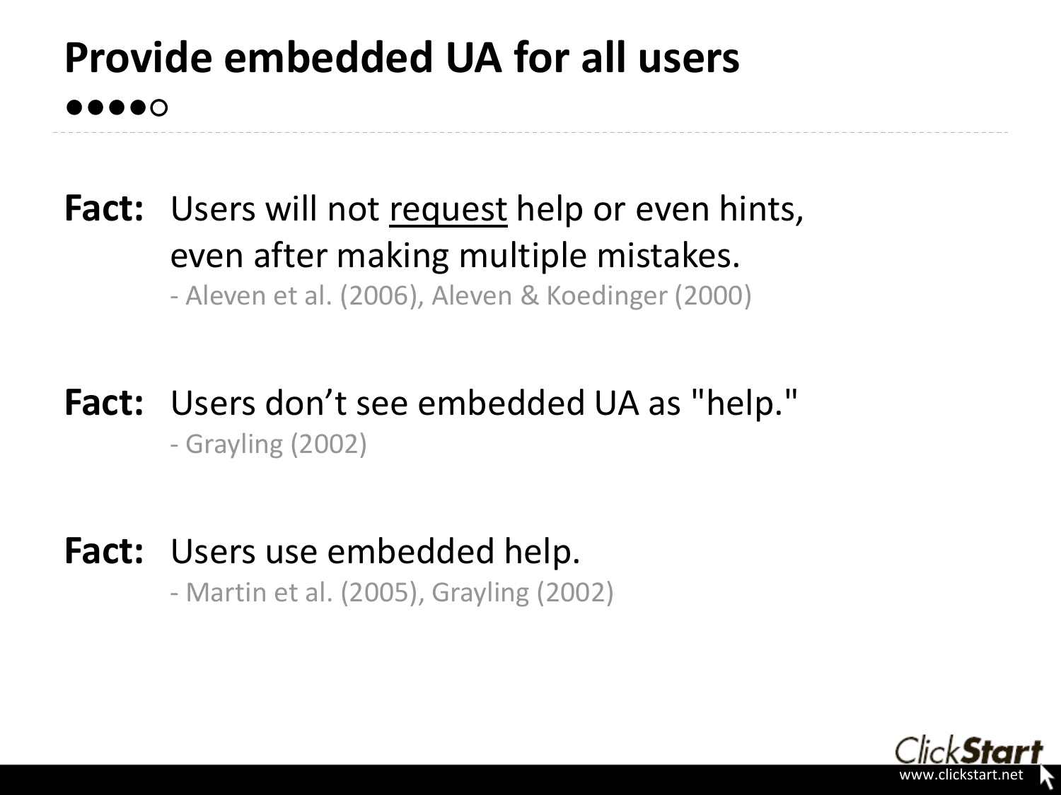# Provide embedded UA for all users

●●●●○

**Fact:** Users will not <u>request</u> help or even hints, even after making multiple mistakes.

- Aleven et al. (2006), Aleven & Koedinger (2000)

**Fact:** Users don't see embedded UA as "help."

- Grayling (2002)

**Fact:** Users use embedded help.

- Martin et al. (2005), Grayling (2002)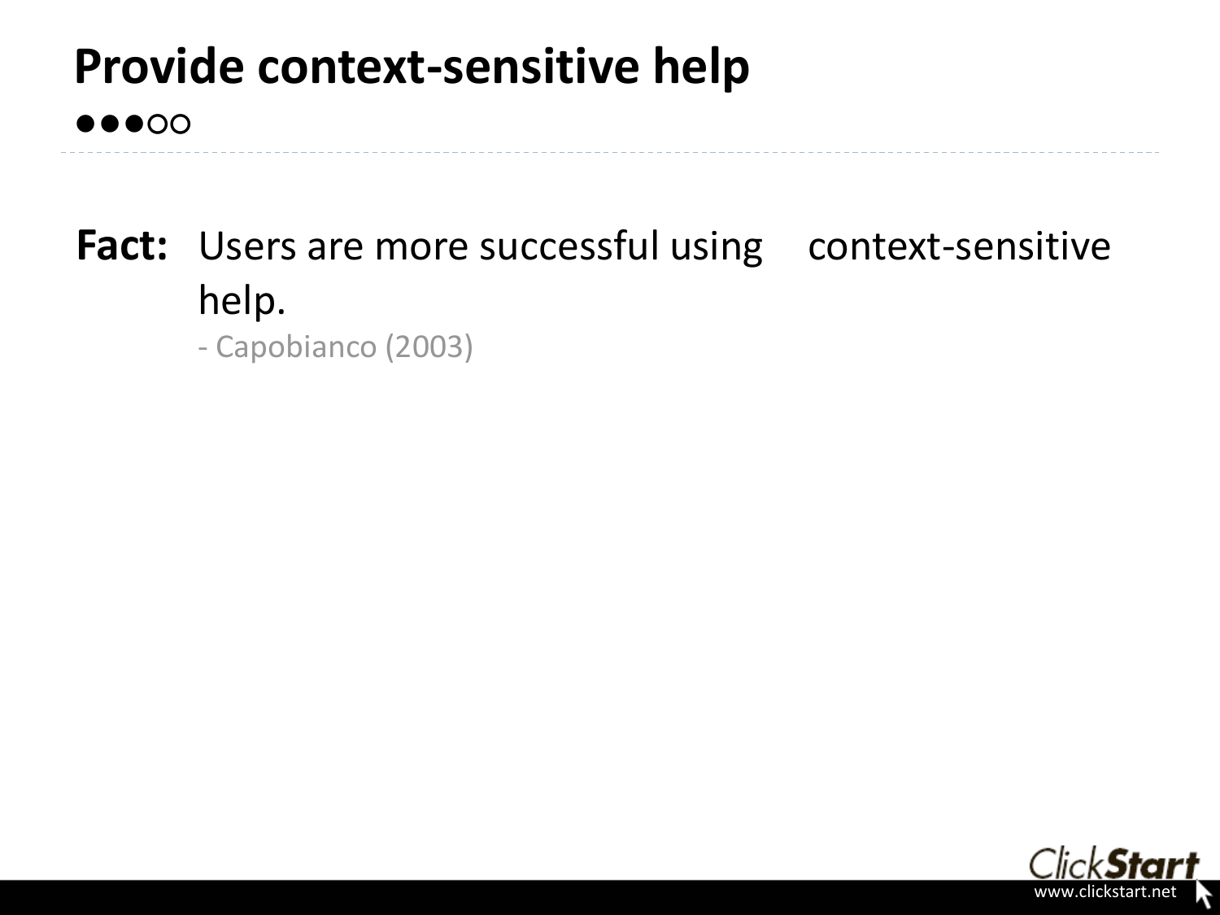# Provide context-sensitive help

●●●○○

**Fact:** Users are more successful using context-sensitive help.

- Capobianco (2003)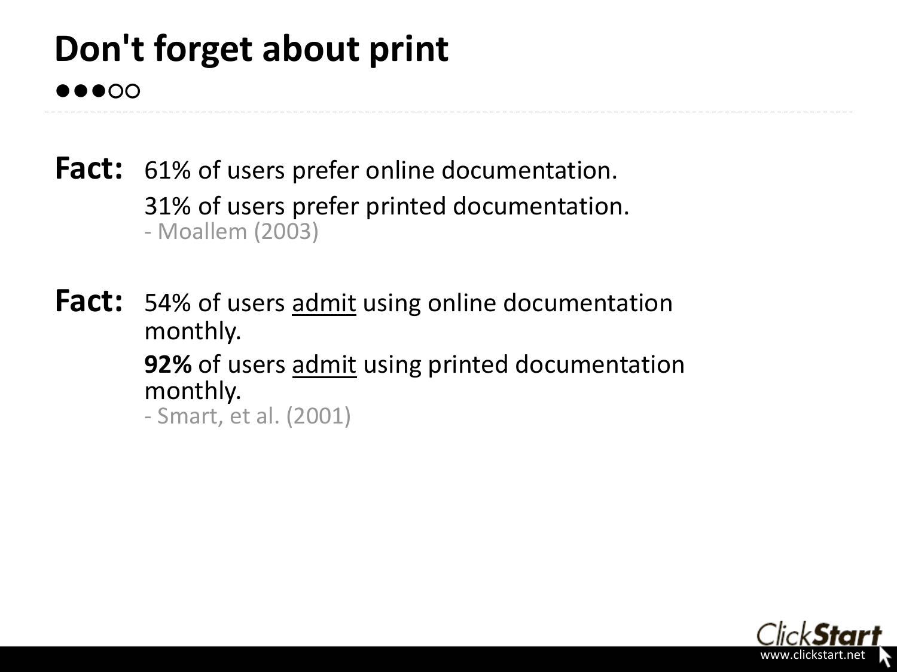# Don't forget about print

●●●○○

**Fact:** 61% of users prefer online documentation.

31% of users prefer printed documentation.

- Moallem (2003)

**Fact:** 54% of users <u>admit</u> using online documentation monthly.

**92%** of users <u>admit</u> using printed documentation monthly.

- Smart, et al. (2001)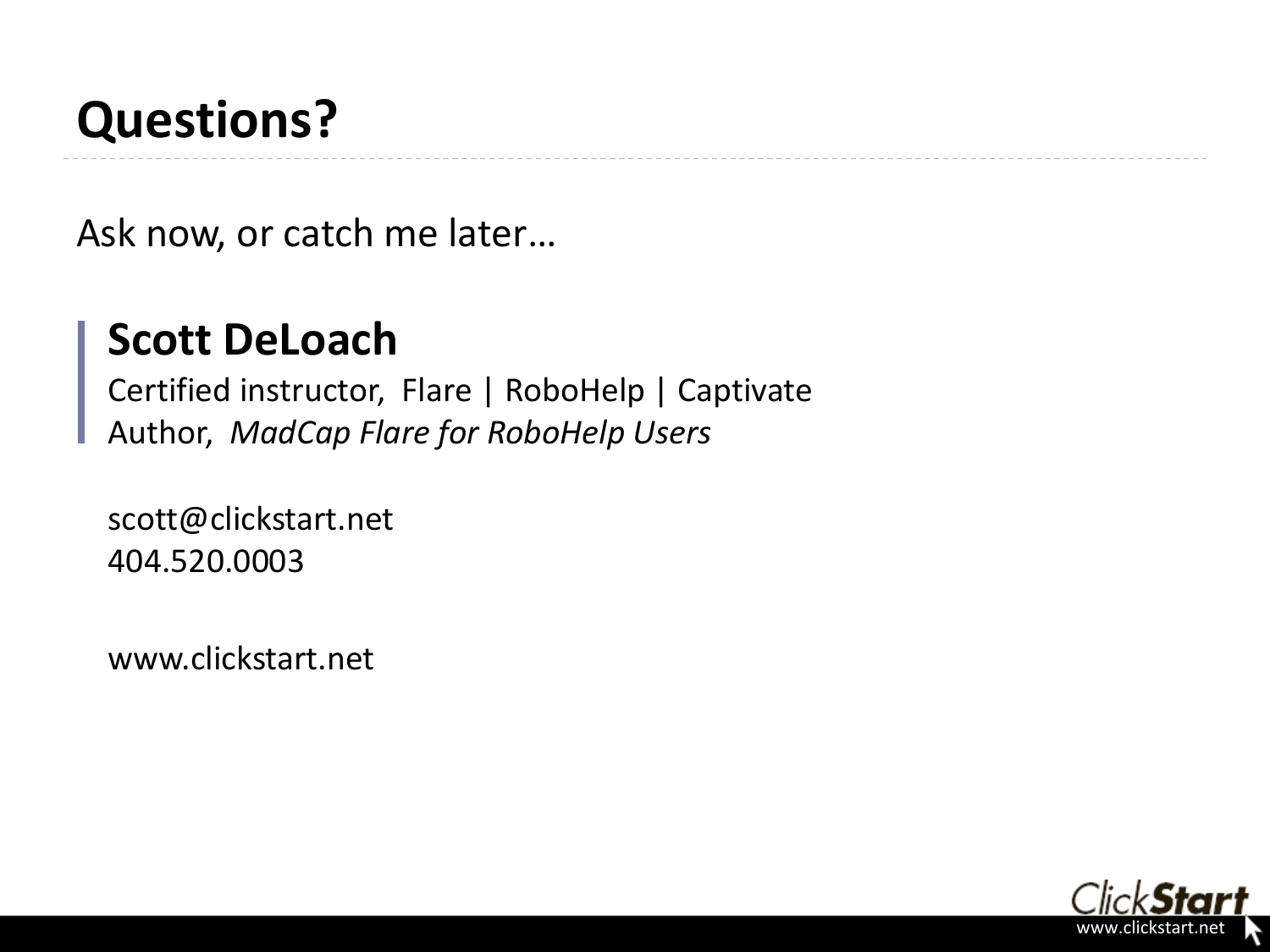# Questions?

Ask now, or catch me later…

> **Scott DeLoach**
> Certified instructor, Flare | RoboHelp | Captivate
> Author, *MadCap Flare for RoboHelp Users*

scott@clickstart.net
404.520.0003

www.clickstart.net